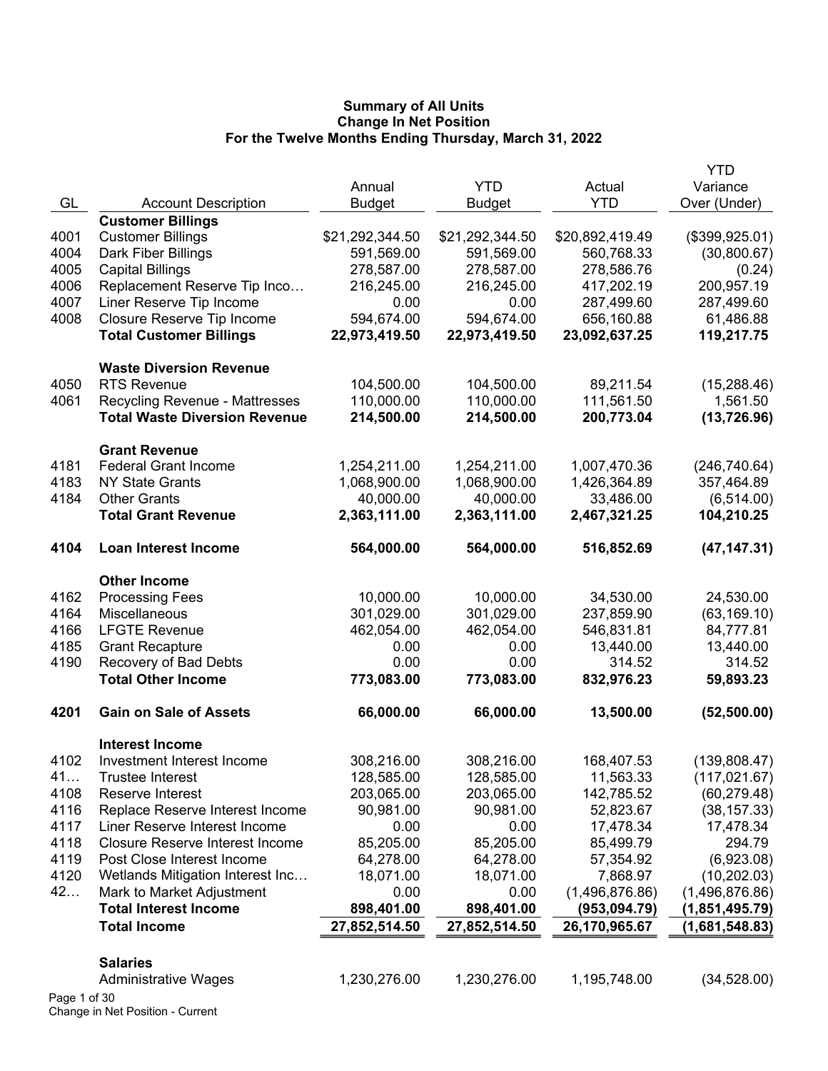# Summary of All Units
## Change In Net Position
### For the Twelve Months Ending Thursday, March 31, 2022

| GL | Account Description | Annual Budget | YTD Budget | Actual YTD | YTD Variance Over (Under) |
|---|---|---|---|---|---|
| | **Customer Billings** | | | | |
| 4001 | Customer Billings | $21,292,344.50 | $21,292,344.50 | $20,892,419.49 | ($399,925.01) |
| 4004 | Dark Fiber Billings | 591,569.00 | 591,569.00 | 560,768.33 | (30,800.67) |
| 4005 | Capital Billings | 278,587.00 | 278,587.00 | 278,586.76 | (0.24) |
| 4006 | Replacement Reserve Tip Inco… | 216,245.00 | 216,245.00 | 417,202.19 | 200,957.19 |
| 4007 | Liner Reserve Tip Income | 0.00 | 0.00 | 287,499.60 | 287,499.60 |
| 4008 | Closure Reserve Tip Income | 594,674.00 | 594,674.00 | 656,160.88 | 61,486.88 |
| | **Total Customer Billings** | **22,973,419.50** | **22,973,419.50** | **23,092,637.25** | **119,217.75** |
| | **Waste Diversion Revenue** | | | | |
| 4050 | RTS Revenue | 104,500.00 | 104,500.00 | 89,211.54 | (15,288.46) |
| 4061 | Recycling Revenue - Mattresses | 110,000.00 | 110,000.00 | 111,561.50 | 1,561.50 |
| | **Total Waste Diversion Revenue** | **214,500.00** | **214,500.00** | **200,773.04** | **(13,726.96)** |
| | **Grant Revenue** | | | | |
| 4181 | Federal Grant Income | 1,254,211.00 | 1,254,211.00 | 1,007,470.36 | (246,740.64) |
| 4183 | NY State Grants | 1,068,900.00 | 1,068,900.00 | 1,426,364.89 | 357,464.89 |
| 4184 | Other Grants | 40,000.00 | 40,000.00 | 33,486.00 | (6,514.00) |
| | **Total Grant Revenue** | **2,363,111.00** | **2,363,111.00** | **2,467,321.25** | **104,210.25** |
| **4104** | **Loan Interest Income** | **564,000.00** | **564,000.00** | **516,852.69** | **(47,147.31)** |
| | **Other Income** | | | | |
| 4162 | Processing Fees | 10,000.00 | 10,000.00 | 34,530.00 | 24,530.00 |
| 4164 | Miscellaneous | 301,029.00 | 301,029.00 | 237,859.90 | (63,169.10) |
| 4166 | LFGTE Revenue | 462,054.00 | 462,054.00 | 546,831.81 | 84,777.81 |
| 4185 | Grant Recapture | 0.00 | 0.00 | 13,440.00 | 13,440.00 |
| 4190 | Recovery of Bad Debts | 0.00 | 0.00 | 314.52 | 314.52 |
| | **Total Other Income** | **773,083.00** | **773,083.00** | **832,976.23** | **59,893.23** |
| **4201** | **Gain on Sale of Assets** | **66,000.00** | **66,000.00** | **13,500.00** | **(52,500.00)** |
| | **Interest Income** | | | | |
| 4102 | Investment Interest Income | 308,216.00 | 308,216.00 | 168,407.53 | (139,808.47) |
| 41… | Trustee Interest | 128,585.00 | 128,585.00 | 11,563.33 | (117,021.67) |
| 4108 | Reserve Interest | 203,065.00 | 203,065.00 | 142,785.52 | (60,279.48) |
| 4116 | Replace Reserve Interest Income | 90,981.00 | 90,981.00 | 52,823.67 | (38,157.33) |
| 4117 | Liner Reserve Interest Income | 0.00 | 0.00 | 17,478.34 | 17,478.34 |
| 4118 | Closure Reserve Interest Income | 85,205.00 | 85,205.00 | 85,499.79 | 294.79 |
| 4119 | Post Close Interest Income | 64,278.00 | 64,278.00 | 57,354.92 | (6,923.08) |
| 4120 | Wetlands Mitigation Interest Inc… | 18,071.00 | 18,071.00 | 7,868.97 | (10,202.03) |
| 42… | Mark to Market Adjustment | 0.00 | 0.00 | (1,496,876.86) | (1,496,876.86) |
| | **Total Interest Income** | **898,401.00** | **898,401.00** | **(953,094.79)** | **(1,851,495.79)** |
| | **Total Income** | **27,852,514.50** | **27,852,514.50** | **26,170,965.67** | **(1,681,548.83)** |
| | **Salaries** | | | | |
| | Administrative Wages | 1,230,276.00 | 1,230,276.00 | 1,195,748.00 | (34,528.00) |

Change in Net Position - Current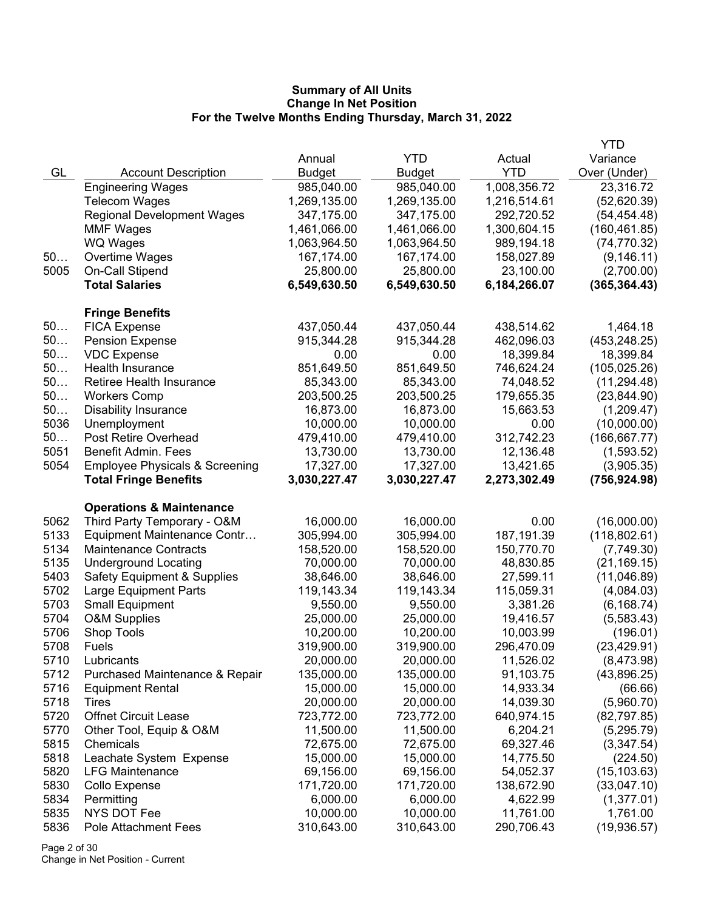**Summary of All Units**
**Change In Net Position**
**For the Twelve Months Ending Thursday, March 31, 2022**

| GL | Account Description | Annual Budget | YTD Budget | Actual YTD | YTD Variance Over (Under) |
|---|---|---|---|---|---|
| | Engineering Wages | 985,040.00 | 985,040.00 | 1,008,356.72 | 23,316.72 |
| | Telecom Wages | 1,269,135.00 | 1,269,135.00 | 1,216,514.61 | (52,620.39) |
| | Regional Development Wages | 347,175.00 | 347,175.00 | 292,720.52 | (54,454.48) |
| | MMF Wages | 1,461,066.00 | 1,461,066.00 | 1,300,604.15 | (160,461.85) |
| | WQ Wages | 1,063,964.50 | 1,063,964.50 | 989,194.18 | (74,770.32) |
| 50… | Overtime Wages | 167,174.00 | 167,174.00 | 158,027.89 | (9,146.11) |
| 5005 | On-Call Stipend | 25,800.00 | 25,800.00 | 23,100.00 | (2,700.00) |
| | **Total Salaries** | **6,549,630.50** | **6,549,630.50** | **6,184,266.07** | **(365,364.43)** |
| | **Fringe Benefits** | | | | |
| 50… | FICA Expense | 437,050.44 | 437,050.44 | 438,514.62 | 1,464.18 |
| 50… | Pension Expense | 915,344.28 | 915,344.28 | 462,096.03 | (453,248.25) |
| 50… | VDC Expense | 0.00 | 0.00 | 18,399.84 | 18,399.84 |
| 50… | Health Insurance | 851,649.50 | 851,649.50 | 746,624.24 | (105,025.26) |
| 50… | Retiree Health Insurance | 85,343.00 | 85,343.00 | 74,048.52 | (11,294.48) |
| 50… | Workers Comp | 203,500.25 | 203,500.25 | 179,655.35 | (23,844.90) |
| 50… | Disability Insurance | 16,873.00 | 16,873.00 | 15,663.53 | (1,209.47) |
| 5036 | Unemployment | 10,000.00 | 10,000.00 | 0.00 | (10,000.00) |
| 50… | Post Retire Overhead | 479,410.00 | 479,410.00 | 312,742.23 | (166,667.77) |
| 5051 | Benefit Admin. Fees | 13,730.00 | 13,730.00 | 12,136.48 | (1,593.52) |
| 5054 | Employee Physicals & Screening | 17,327.00 | 17,327.00 | 13,421.65 | (3,905.35) |
| | **Total Fringe Benefits** | **3,030,227.47** | **3,030,227.47** | **2,273,302.49** | **(756,924.98)** |
| | **Operations & Maintenance** | | | | |
| 5062 | Third Party Temporary - O&M | 16,000.00 | 16,000.00 | 0.00 | (16,000.00) |
| 5133 | Equipment Maintenance Contr… | 305,994.00 | 305,994.00 | 187,191.39 | (118,802.61) |
| 5134 | Maintenance Contracts | 158,520.00 | 158,520.00 | 150,770.70 | (7,749.30) |
| 5135 | Underground Locating | 70,000.00 | 70,000.00 | 48,830.85 | (21,169.15) |
| 5403 | Safety Equipment & Supplies | 38,646.00 | 38,646.00 | 27,599.11 | (11,046.89) |
| 5702 | Large Equipment Parts | 119,143.34 | 119,143.34 | 115,059.31 | (4,084.03) |
| 5703 | Small Equipment | 9,550.00 | 9,550.00 | 3,381.26 | (6,168.74) |
| 5704 | O&M Supplies | 25,000.00 | 25,000.00 | 19,416.57 | (5,583.43) |
| 5706 | Shop Tools | 10,200.00 | 10,200.00 | 10,003.99 | (196.01) |
| 5708 | Fuels | 319,900.00 | 319,900.00 | 296,470.09 | (23,429.91) |
| 5710 | Lubricants | 20,000.00 | 20,000.00 | 11,526.02 | (8,473.98) |
| 5712 | Purchased Maintenance & Repair | 135,000.00 | 135,000.00 | 91,103.75 | (43,896.25) |
| 5716 | Equipment Rental | 15,000.00 | 15,000.00 | 14,933.34 | (66.66) |
| 5718 | Tires | 20,000.00 | 20,000.00 | 14,039.30 | (5,960.70) |
| 5720 | Offnet Circuit Lease | 723,772.00 | 723,772.00 | 640,974.15 | (82,797.85) |
| 5770 | Other Tool, Equip & O&M | 11,500.00 | 11,500.00 | 6,204.21 | (5,295.79) |
| 5815 | Chemicals | 72,675.00 | 72,675.00 | 69,327.46 | (3,347.54) |
| 5818 | Leachate System Expense | 15,000.00 | 15,000.00 | 14,775.50 | (224.50) |
| 5820 | LFG Maintenance | 69,156.00 | 69,156.00 | 54,052.37 | (15,103.63) |
| 5830 | Collo Expense | 171,720.00 | 171,720.00 | 138,672.90 | (33,047.10) |
| 5834 | Permitting | 6,000.00 | 6,000.00 | 4,622.99 | (1,377.01) |
| 5835 | NYS DOT Fee | 10,000.00 | 10,000.00 | 11,761.00 | 1,761.00 |
| 5836 | Pole Attachment Fees | 310,643.00 | 310,643.00 | 290,706.43 | (19,936.57) |

Change in Net Position - Current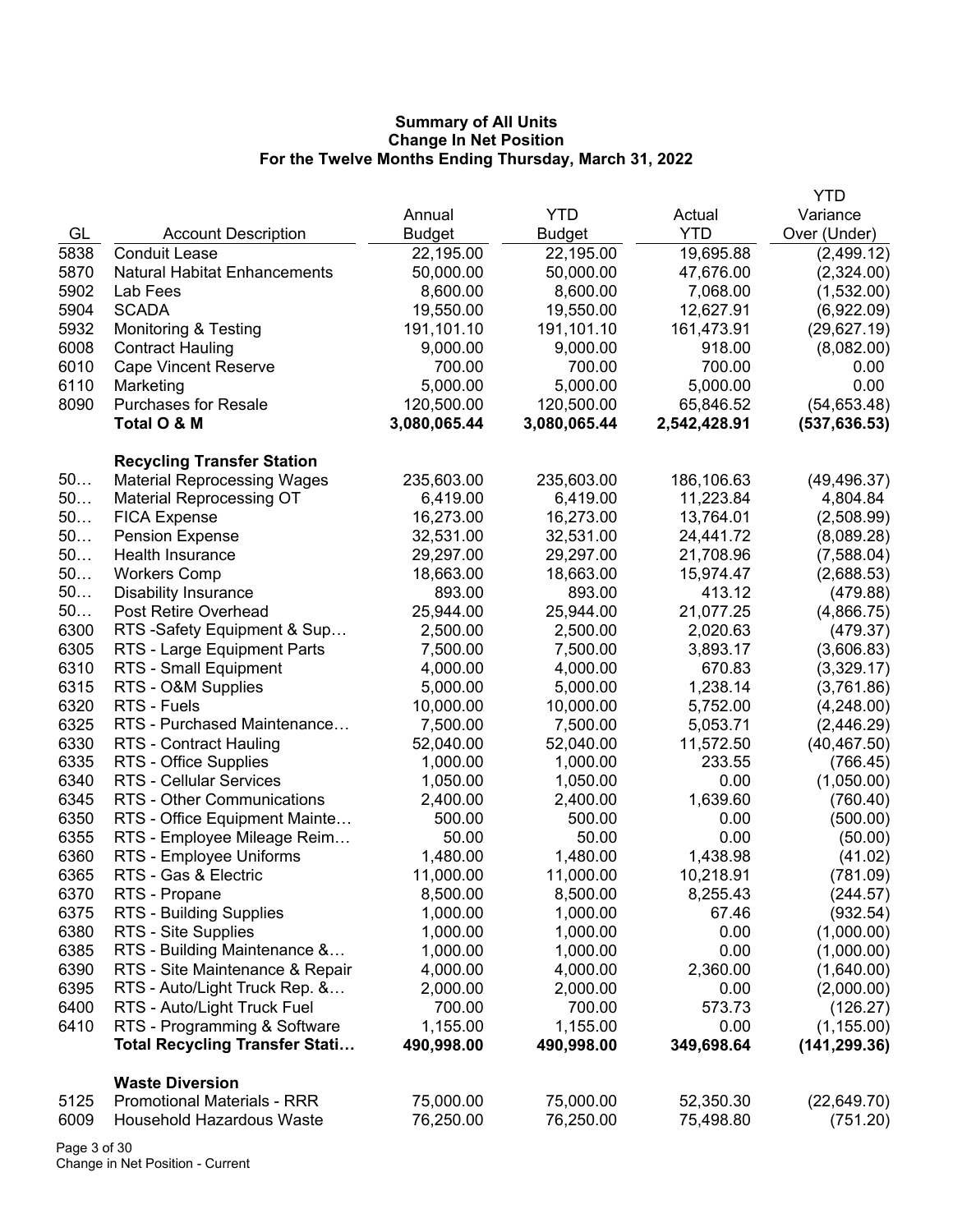**Summary of All Units**
**Change In Net Position**
**For the Twelve Months Ending Thursday, March 31, 2022**

| GL | Account Description | Annual Budget | YTD Budget | Actual YTD | YTD Variance Over (Under) |
|---|---|---|---|---|---|
| 5838 | Conduit Lease | 22,195.00 | 22,195.00 | 19,695.88 | (2,499.12) |
| 5870 | Natural Habitat Enhancements | 50,000.00 | 50,000.00 | 47,676.00 | (2,324.00) |
| 5902 | Lab Fees | 8,600.00 | 8,600.00 | 7,068.00 | (1,532.00) |
| 5904 | SCADA | 19,550.00 | 19,550.00 | 12,627.91 | (6,922.09) |
| 5932 | Monitoring & Testing | 191,101.10 | 191,101.10 | 161,473.91 | (29,627.19) |
| 6008 | Contract Hauling | 9,000.00 | 9,000.00 | 918.00 | (8,082.00) |
| 6010 | Cape Vincent Reserve | 700.00 | 700.00 | 700.00 | 0.00 |
| 6110 | Marketing | 5,000.00 | 5,000.00 | 5,000.00 | 0.00 |
| 8090 | Purchases for Resale | 120,500.00 | 120,500.00 | 65,846.52 | (54,653.48) |
| | **Total O & M** | **3,080,065.44** | **3,080,065.44** | **2,542,428.91** | **(537,636.53)** |
| | | | | | |
| | **Recycling Transfer Station** | | | | |
| 50… | Material Reprocessing Wages | 235,603.00 | 235,603.00 | 186,106.63 | (49,496.37) |
| 50… | Material Reprocessing OT | 6,419.00 | 6,419.00 | 11,223.84 | 4,804.84 |
| 50… | FICA Expense | 16,273.00 | 16,273.00 | 13,764.01 | (2,508.99) |
| 50… | Pension Expense | 32,531.00 | 32,531.00 | 24,441.72 | (8,089.28) |
| 50… | Health Insurance | 29,297.00 | 29,297.00 | 21,708.96 | (7,588.04) |
| 50… | Workers Comp | 18,663.00 | 18,663.00 | 15,974.47 | (2,688.53) |
| 50… | Disability Insurance | 893.00 | 893.00 | 413.12 | (479.88) |
| 50… | Post Retire Overhead | 25,944.00 | 25,944.00 | 21,077.25 | (4,866.75) |
| 6300 | RTS -Safety Equipment & Sup… | 2,500.00 | 2,500.00 | 2,020.63 | (479.37) |
| 6305 | RTS - Large Equipment Parts | 7,500.00 | 7,500.00 | 3,893.17 | (3,606.83) |
| 6310 | RTS - Small Equipment | 4,000.00 | 4,000.00 | 670.83 | (3,329.17) |
| 6315 | RTS - O&M Supplies | 5,000.00 | 5,000.00 | 1,238.14 | (3,761.86) |
| 6320 | RTS - Fuels | 10,000.00 | 10,000.00 | 5,752.00 | (4,248.00) |
| 6325 | RTS - Purchased Maintenance… | 7,500.00 | 7,500.00 | 5,053.71 | (2,446.29) |
| 6330 | RTS - Contract Hauling | 52,040.00 | 52,040.00 | 11,572.50 | (40,467.50) |
| 6335 | RTS - Office Supplies | 1,000.00 | 1,000.00 | 233.55 | (766.45) |
| 6340 | RTS - Cellular Services | 1,050.00 | 1,050.00 | 0.00 | (1,050.00) |
| 6345 | RTS - Other Communications | 2,400.00 | 2,400.00 | 1,639.60 | (760.40) |
| 6350 | RTS - Office Equipment Mainte… | 500.00 | 500.00 | 0.00 | (500.00) |
| 6355 | RTS - Employee Mileage Reim… | 50.00 | 50.00 | 0.00 | (50.00) |
| 6360 | RTS - Employee Uniforms | 1,480.00 | 1,480.00 | 1,438.98 | (41.02) |
| 6365 | RTS - Gas & Electric | 11,000.00 | 11,000.00 | 10,218.91 | (781.09) |
| 6370 | RTS - Propane | 8,500.00 | 8,500.00 | 8,255.43 | (244.57) |
| 6375 | RTS - Building Supplies | 1,000.00 | 1,000.00 | 67.46 | (932.54) |
| 6380 | RTS - Site Supplies | 1,000.00 | 1,000.00 | 0.00 | (1,000.00) |
| 6385 | RTS - Building Maintenance &… | 1,000.00 | 1,000.00 | 0.00 | (1,000.00) |
| 6390 | RTS - Site Maintenance & Repair | 4,000.00 | 4,000.00 | 2,360.00 | (1,640.00) |
| 6395 | RTS - Auto/Light Truck Rep. &… | 2,000.00 | 2,000.00 | 0.00 | (2,000.00) |
| 6400 | RTS - Auto/Light Truck Fuel | 700.00 | 700.00 | 573.73 | (126.27) |
| 6410 | RTS - Programming & Software | 1,155.00 | 1,155.00 | 0.00 | (1,155.00) |
| | **Total Recycling Transfer Stati…** | **490,998.00** | **490,998.00** | **349,698.64** | **(141,299.36)** |
| | | | | | |
| | **Waste Diversion** | | | | |
| 5125 | Promotional Materials - RRR | 75,000.00 | 75,000.00 | 52,350.30 | (22,649.70) |
| 6009 | Household Hazardous Waste | 76,250.00 | 76,250.00 | 75,498.80 | (751.20) |

Change in Net Position - Current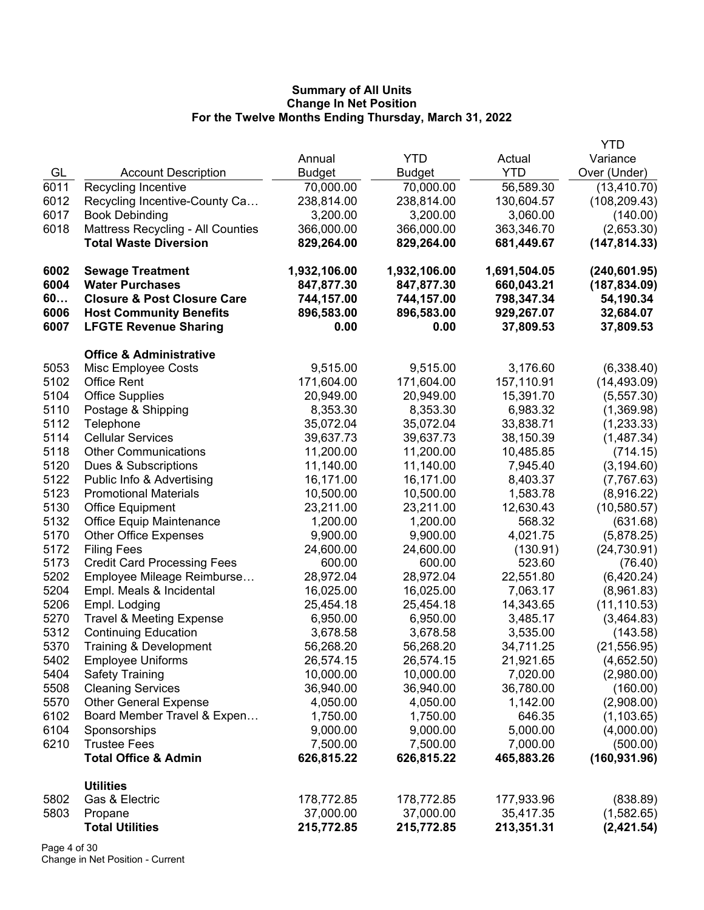**Summary of All Units**
**Change In Net Position**
**For the Twelve Months Ending Thursday, March 31, 2022**

| GL | Account Description | Annual Budget | YTD Budget | Actual YTD | YTD Variance Over (Under) |
|---|---|---|---|---|---|
| 6011 | Recycling Incentive | 70,000.00 | 70,000.00 | 56,589.30 | (13,410.70) |
| 6012 | Recycling Incentive-County Ca… | 238,814.00 | 238,814.00 | 130,604.57 | (108,209.43) |
| 6017 | Book Debinding | 3,200.00 | 3,200.00 | 3,060.00 | (140.00) |
| 6018 | Mattress Recycling - All Counties | 366,000.00 | 366,000.00 | 363,346.70 | (2,653.30) |
| | **Total Waste Diversion** | **829,264.00** | **829,264.00** | **681,449.67** | **(147,814.33)** |
| | | | | | |
| **6002** | **Sewage Treatment** | **1,932,106.00** | **1,932,106.00** | **1,691,504.05** | **(240,601.95)** |
| **6004** | **Water Purchases** | **847,877.30** | **847,877.30** | **660,043.21** | **(187,834.09)** |
| **60…** | **Closure & Post Closure Care** | **744,157.00** | **744,157.00** | **798,347.34** | **54,190.34** |
| **6006** | **Host Community Benefits** | **896,583.00** | **896,583.00** | **929,267.07** | **32,684.07** |
| **6007** | **LFGTE Revenue Sharing** | **0.00** | **0.00** | **37,809.53** | **37,809.53** |
| | | | | | |
| | **Office & Administrative** | | | | |
| 5053 | Misc Employee Costs | 9,515.00 | 9,515.00 | 3,176.60 | (6,338.40) |
| 5102 | Office Rent | 171,604.00 | 171,604.00 | 157,110.91 | (14,493.09) |
| 5104 | Office Supplies | 20,949.00 | 20,949.00 | 15,391.70 | (5,557.30) |
| 5110 | Postage & Shipping | 8,353.30 | 8,353.30 | 6,983.32 | (1,369.98) |
| 5112 | Telephone | 35,072.04 | 35,072.04 | 33,838.71 | (1,233.33) |
| 5114 | Cellular Services | 39,637.73 | 39,637.73 | 38,150.39 | (1,487.34) |
| 5118 | Other Communications | 11,200.00 | 11,200.00 | 10,485.85 | (714.15) |
| 5120 | Dues & Subscriptions | 11,140.00 | 11,140.00 | 7,945.40 | (3,194.60) |
| 5122 | Public Info & Advertising | 16,171.00 | 16,171.00 | 8,403.37 | (7,767.63) |
| 5123 | Promotional Materials | 10,500.00 | 10,500.00 | 1,583.78 | (8,916.22) |
| 5130 | Office Equipment | 23,211.00 | 23,211.00 | 12,630.43 | (10,580.57) |
| 5132 | Office Equip Maintenance | 1,200.00 | 1,200.00 | 568.32 | (631.68) |
| 5170 | Other Office Expenses | 9,900.00 | 9,900.00 | 4,021.75 | (5,878.25) |
| 5172 | Filing Fees | 24,600.00 | 24,600.00 | (130.91) | (24,730.91) |
| 5173 | Credit Card Processing Fees | 600.00 | 600.00 | 523.60 | (76.40) |
| 5202 | Employee Mileage Reimburse… | 28,972.04 | 28,972.04 | 22,551.80 | (6,420.24) |
| 5204 | Empl. Meals & Incidental | 16,025.00 | 16,025.00 | 7,063.17 | (8,961.83) |
| 5206 | Empl. Lodging | 25,454.18 | 25,454.18 | 14,343.65 | (11,110.53) |
| 5270 | Travel & Meeting Expense | 6,950.00 | 6,950.00 | 3,485.17 | (3,464.83) |
| 5312 | Continuing Education | 3,678.58 | 3,678.58 | 3,535.00 | (143.58) |
| 5370 | Training & Development | 56,268.20 | 56,268.20 | 34,711.25 | (21,556.95) |
| 5402 | Employee Uniforms | 26,574.15 | 26,574.15 | 21,921.65 | (4,652.50) |
| 5404 | Safety Training | 10,000.00 | 10,000.00 | 7,020.00 | (2,980.00) |
| 5508 | Cleaning Services | 36,940.00 | 36,940.00 | 36,780.00 | (160.00) |
| 5570 | Other General Expense | 4,050.00 | 4,050.00 | 1,142.00 | (2,908.00) |
| 6102 | Board Member Travel & Expen… | 1,750.00 | 1,750.00 | 646.35 | (1,103.65) |
| 6104 | Sponsorships | 9,000.00 | 9,000.00 | 5,000.00 | (4,000.00) |
| 6210 | Trustee Fees | 7,500.00 | 7,500.00 | 7,000.00 | (500.00) |
| | **Total Office & Admin** | **626,815.22** | **626,815.22** | **465,883.26** | **(160,931.96)** |
| | | | | | |
| | **Utilities** | | | | |
| 5802 | Gas & Electric | 178,772.85 | 178,772.85 | 177,933.96 | (838.89) |
| 5803 | Propane | 37,000.00 | 37,000.00 | 35,417.35 | (1,582.65) |
| | **Total Utilities** | **215,772.85** | **215,772.85** | **213,351.31** | **(2,421.54)** |

Change in Net Position - Current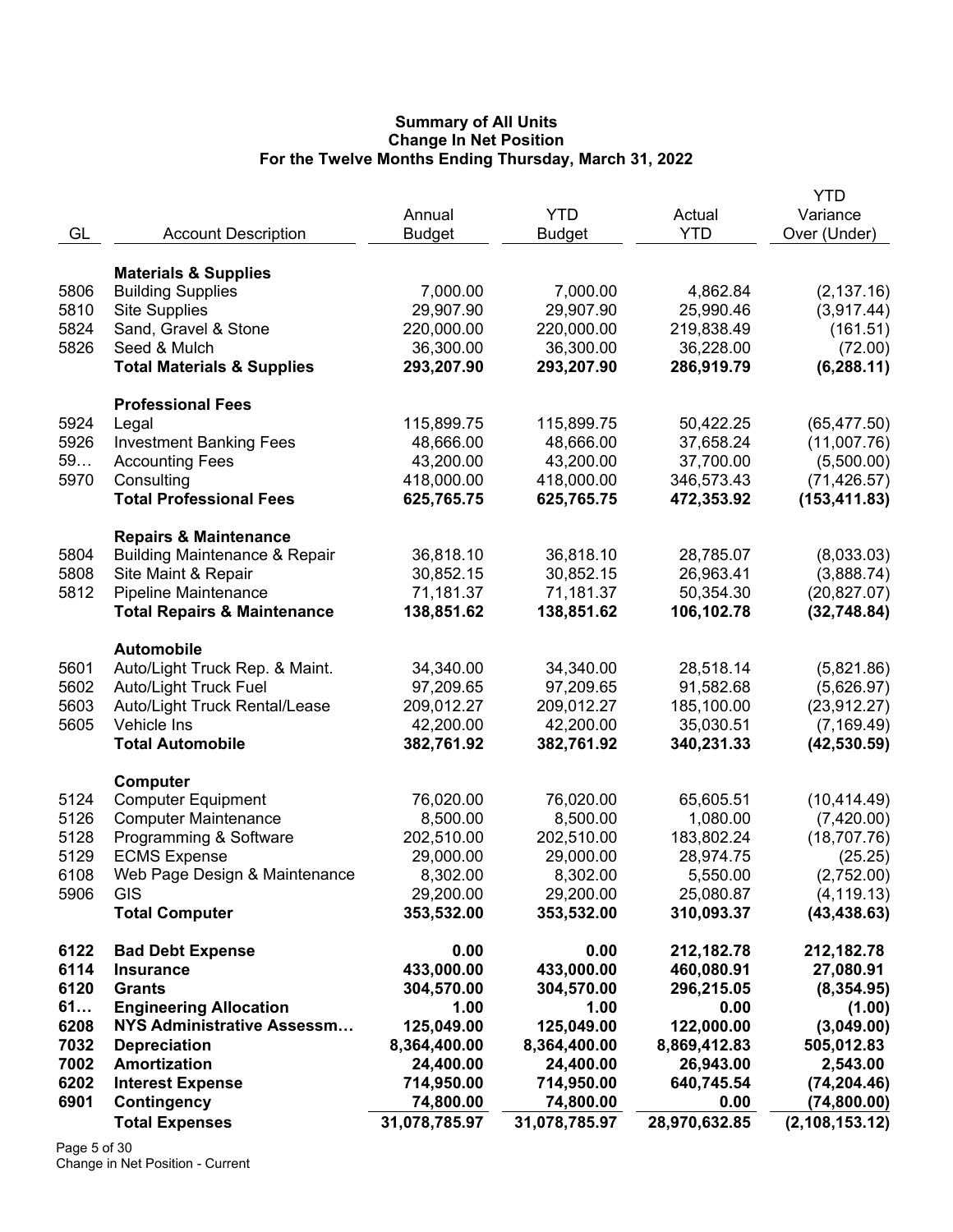**Summary of All Units**
**Change In Net Position**
**For the Twelve Months Ending Thursday, March 31, 2022**

| GL | Account Description | Annual Budget | YTD Budget | Actual YTD | YTD Variance Over (Under) |
|---|---|---|---|---|---|
| | **Materials & Supplies** | | | | |
| 5806 | Building Supplies | 7,000.00 | 7,000.00 | 4,862.84 | (2,137.16) |
| 5810 | Site Supplies | 29,907.90 | 29,907.90 | 25,990.46 | (3,917.44) |
| 5824 | Sand, Gravel & Stone | 220,000.00 | 220,000.00 | 219,838.49 | (161.51) |
| 5826 | Seed & Mulch | 36,300.00 | 36,300.00 | 36,228.00 | (72.00) |
| | **Total Materials & Supplies** | **293,207.90** | **293,207.90** | **286,919.79** | **(6,288.11)** |
| | **Professional Fees** | | | | |
| 5924 | Legal | 115,899.75 | 115,899.75 | 50,422.25 | (65,477.50) |
| 5926 | Investment Banking Fees | 48,666.00 | 48,666.00 | 37,658.24 | (11,007.76) |
| 59… | Accounting Fees | 43,200.00 | 43,200.00 | 37,700.00 | (5,500.00) |
| 5970 | Consulting | 418,000.00 | 418,000.00 | 346,573.43 | (71,426.57) |
| | **Total Professional Fees** | **625,765.75** | **625,765.75** | **472,353.92** | **(153,411.83)** |
| | **Repairs & Maintenance** | | | | |
| 5804 | Building Maintenance & Repair | 36,818.10 | 36,818.10 | 28,785.07 | (8,033.03) |
| 5808 | Site Maint & Repair | 30,852.15 | 30,852.15 | 26,963.41 | (3,888.74) |
| 5812 | Pipeline Maintenance | 71,181.37 | 71,181.37 | 50,354.30 | (20,827.07) |
| | **Total Repairs & Maintenance** | **138,851.62** | **138,851.62** | **106,102.78** | **(32,748.84)** |
| | **Automobile** | | | | |
| 5601 | Auto/Light Truck Rep. & Maint. | 34,340.00 | 34,340.00 | 28,518.14 | (5,821.86) |
| 5602 | Auto/Light Truck Fuel | 97,209.65 | 97,209.65 | 91,582.68 | (5,626.97) |
| 5603 | Auto/Light Truck Rental/Lease | 209,012.27 | 209,012.27 | 185,100.00 | (23,912.27) |
| 5605 | Vehicle Ins | 42,200.00 | 42,200.00 | 35,030.51 | (7,169.49) |
| | **Total Automobile** | **382,761.92** | **382,761.92** | **340,231.33** | **(42,530.59)** |
| | **Computer** | | | | |
| 5124 | Computer Equipment | 76,020.00 | 76,020.00 | 65,605.51 | (10,414.49) |
| 5126 | Computer Maintenance | 8,500.00 | 8,500.00 | 1,080.00 | (7,420.00) |
| 5128 | Programming & Software | 202,510.00 | 202,510.00 | 183,802.24 | (18,707.76) |
| 5129 | ECMS Expense | 29,000.00 | 29,000.00 | 28,974.75 | (25.25) |
| 6108 | Web Page Design & Maintenance | 8,302.00 | 8,302.00 | 5,550.00 | (2,752.00) |
| 5906 | GIS | 29,200.00 | 29,200.00 | 25,080.87 | (4,119.13) |
| | **Total Computer** | **353,532.00** | **353,532.00** | **310,093.37** | **(43,438.63)** |
| **6122** | **Bad Debt Expense** | **0.00** | **0.00** | **212,182.78** | **212,182.78** |
| **6114** | **Insurance** | **433,000.00** | **433,000.00** | **460,080.91** | **27,080.91** |
| **6120** | **Grants** | **304,570.00** | **304,570.00** | **296,215.05** | **(8,354.95)** |
| **61…** | **Engineering Allocation** | **1.00** | **1.00** | **0.00** | **(1.00)** |
| **6208** | **NYS Administrative Assessm…** | **125,049.00** | **125,049.00** | **122,000.00** | **(3,049.00)** |
| **7032** | **Depreciation** | **8,364,400.00** | **8,364,400.00** | **8,869,412.83** | **505,012.83** |
| **7002** | **Amortization** | **24,400.00** | **24,400.00** | **26,943.00** | **2,543.00** |
| **6202** | **Interest Expense** | **714,950.00** | **714,950.00** | **640,745.54** | **(74,204.46)** |
| **6901** | **Contingency** | **74,800.00** | **74,800.00** | **0.00** | **(74,800.00)** |
| | **Total Expenses** | **31,078,785.97** | **31,078,785.97** | **28,970,632.85** | **(2,108,153.12)** |

Change in Net Position - Current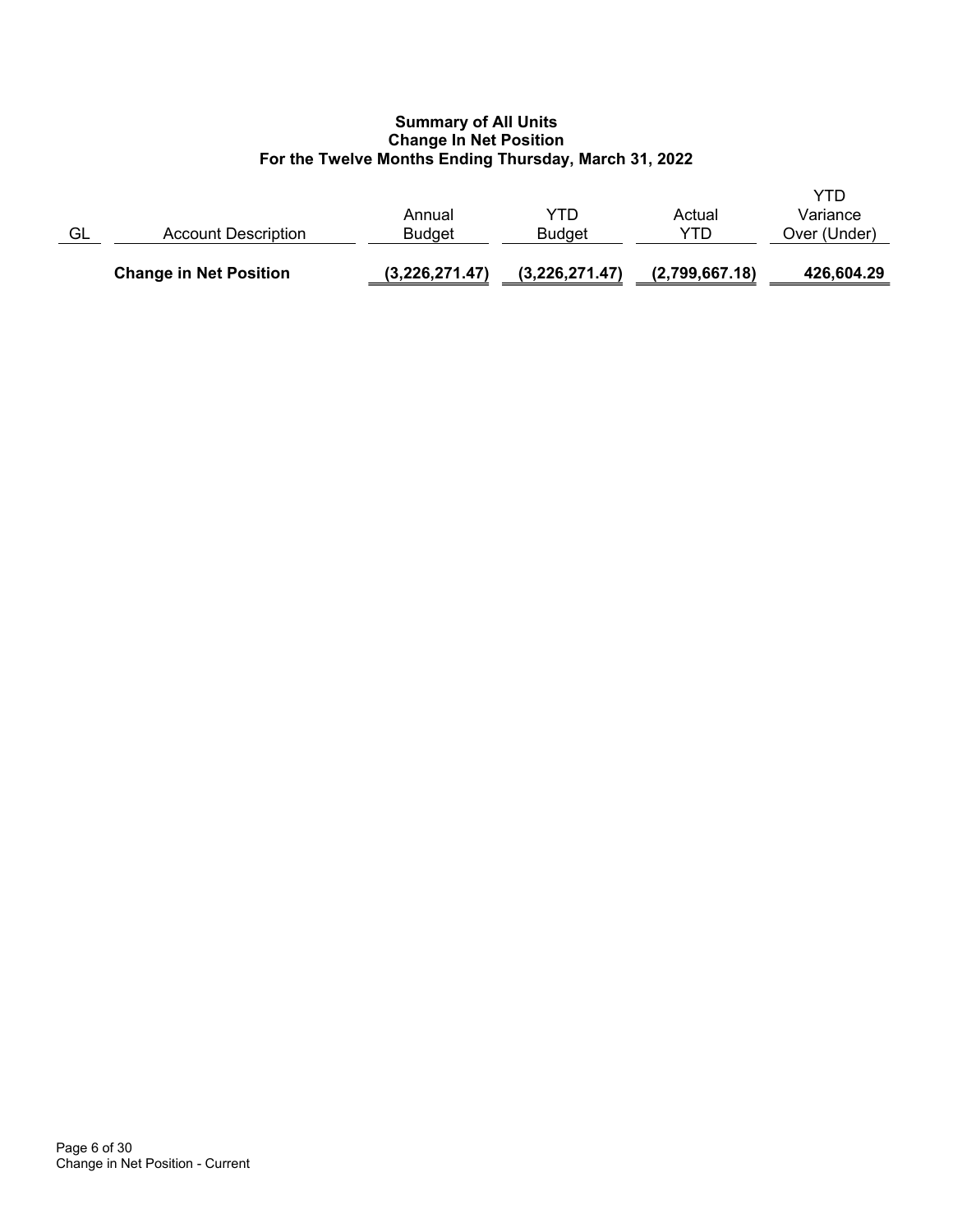**Summary of All Units**
**Change In Net Position**
**For the Twelve Months Ending Thursday, March 31, 2022**

| GL | Account Description | Annual Budget | YTD Budget | Actual YTD | YTD Variance Over (Under) |
|---|---|---|---|---|---|
| | **Change in Net Position** | **(3,226,271.47)** | **(3,226,271.47)** | **(2,799,667.18)** | **426,604.29** |

Change in Net Position - Current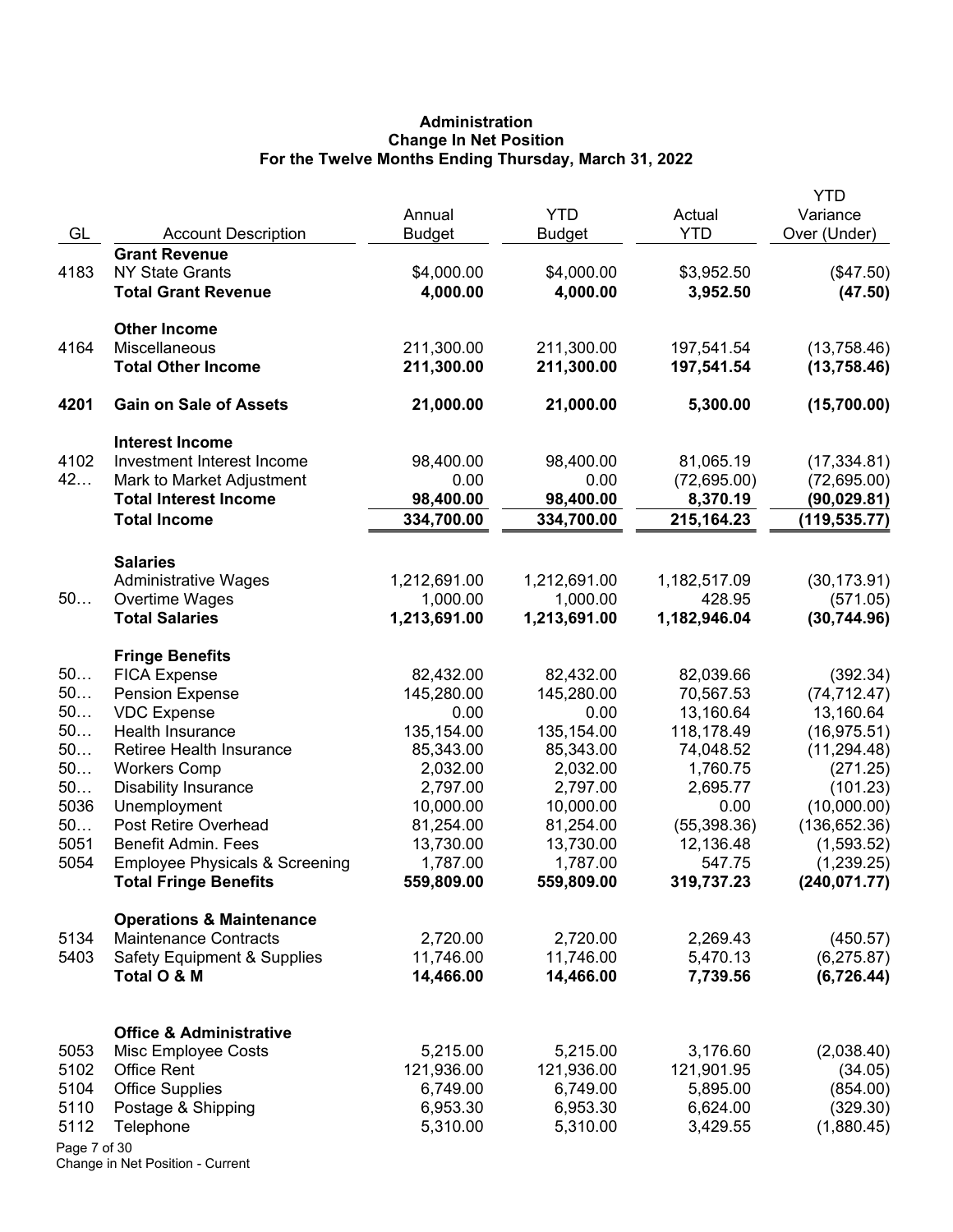**Administration**
**Change In Net Position**
**For the Twelve Months Ending Thursday, March 31, 2022**

| GL | Account Description | Annual Budget | YTD Budget | Actual YTD | YTD Variance Over (Under) |
|---|---|---|---|---|---|
| | **Grant Revenue** | | | | |
| 4183 | NY State Grants | $4,000.00 | $4,000.00 | $3,952.50 | ($47.50) |
| | **Total Grant Revenue** | **4,000.00** | **4,000.00** | **3,952.50** | **(47.50)** |
| | **Other Income** | | | | |
| 4164 | Miscellaneous | 211,300.00 | 211,300.00 | 197,541.54 | (13,758.46) |
| | **Total Other Income** | **211,300.00** | **211,300.00** | **197,541.54** | **(13,758.46)** |
| **4201** | **Gain on Sale of Assets** | **21,000.00** | **21,000.00** | **5,300.00** | **(15,700.00)** |
| | **Interest Income** | | | | |
| 4102 | Investment Interest Income | 98,400.00 | 98,400.00 | 81,065.19 | (17,334.81) |
| 42… | Mark to Market Adjustment | 0.00 | 0.00 | (72,695.00) | (72,695.00) |
| | **Total Interest Income** | **98,400.00** | **98,400.00** | **8,370.19** | **(90,029.81)** |
| | **Total Income** | **334,700.00** | **334,700.00** | **215,164.23** | **(119,535.77)** |
| | **Salaries** | | | | |
| | Administrative Wages | 1,212,691.00 | 1,212,691.00 | 1,182,517.09 | (30,173.91) |
| 50… | Overtime Wages | 1,000.00 | 1,000.00 | 428.95 | (571.05) |
| | **Total Salaries** | **1,213,691.00** | **1,213,691.00** | **1,182,946.04** | **(30,744.96)** |
| | **Fringe Benefits** | | | | |
| 50… | FICA Expense | 82,432.00 | 82,432.00 | 82,039.66 | (392.34) |
| 50… | Pension Expense | 145,280.00 | 145,280.00 | 70,567.53 | (74,712.47) |
| 50… | VDC Expense | 0.00 | 0.00 | 13,160.64 | 13,160.64 |
| 50… | Health Insurance | 135,154.00 | 135,154.00 | 118,178.49 | (16,975.51) |
| 50… | Retiree Health Insurance | 85,343.00 | 85,343.00 | 74,048.52 | (11,294.48) |
| 50… | Workers Comp | 2,032.00 | 2,032.00 | 1,760.75 | (271.25) |
| 50… | Disability Insurance | 2,797.00 | 2,797.00 | 2,695.77 | (101.23) |
| 5036 | Unemployment | 10,000.00 | 10,000.00 | 0.00 | (10,000.00) |
| 50… | Post Retire Overhead | 81,254.00 | 81,254.00 | (55,398.36) | (136,652.36) |
| 5051 | Benefit Admin. Fees | 13,730.00 | 13,730.00 | 12,136.48 | (1,593.52) |
| 5054 | Employee Physicals & Screening | 1,787.00 | 1,787.00 | 547.75 | (1,239.25) |
| | **Total Fringe Benefits** | **559,809.00** | **559,809.00** | **319,737.23** | **(240,071.77)** |
| | **Operations & Maintenance** | | | | |
| 5134 | Maintenance Contracts | 2,720.00 | 2,720.00 | 2,269.43 | (450.57) |
| 5403 | Safety Equipment & Supplies | 11,746.00 | 11,746.00 | 5,470.13 | (6,275.87) |
| | **Total O & M** | **14,466.00** | **14,466.00** | **7,739.56** | **(6,726.44)** |
| | **Office & Administrative** | | | | |
| 5053 | Misc Employee Costs | 5,215.00 | 5,215.00 | 3,176.60 | (2,038.40) |
| 5102 | Office Rent | 121,936.00 | 121,936.00 | 121,901.95 | (34.05) |
| 5104 | Office Supplies | 6,749.00 | 6,749.00 | 5,895.00 | (854.00) |
| 5110 | Postage & Shipping | 6,953.30 | 6,953.30 | 6,624.00 | (329.30) |
| 5112 | Telephone | 5,310.00 | 5,310.00 | 3,429.55 | (1,880.45) |

Change in Net Position - Current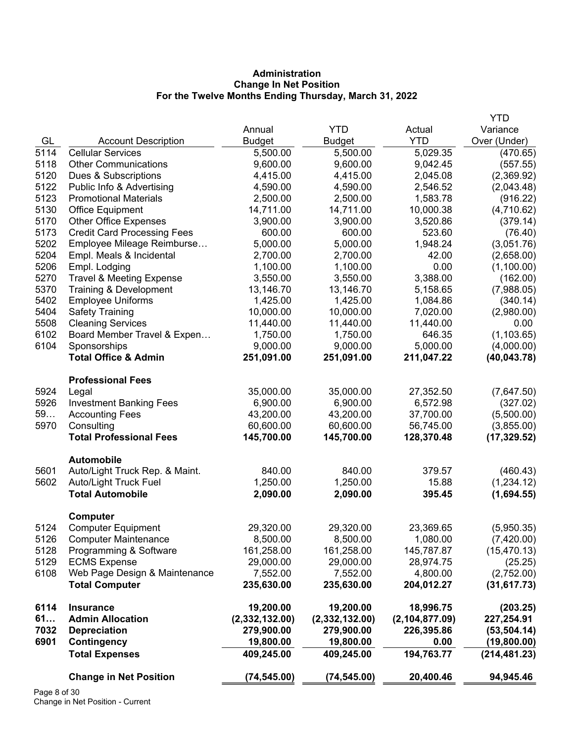**Administration**
**Change In Net Position**
**For the Twelve Months Ending Thursday, March 31, 2022**

| GL | Account Description | Annual Budget | YTD Budget | Actual YTD | YTD Variance Over (Under) |
|---|---|---|---|---|---|
| 5114 | Cellular Services | 5,500.00 | 5,500.00 | 5,029.35 | (470.65) |
| 5118 | Other Communications | 9,600.00 | 9,600.00 | 9,042.45 | (557.55) |
| 5120 | Dues & Subscriptions | 4,415.00 | 4,415.00 | 2,045.08 | (2,369.92) |
| 5122 | Public Info & Advertising | 4,590.00 | 4,590.00 | 2,546.52 | (2,043.48) |
| 5123 | Promotional Materials | 2,500.00 | 2,500.00 | 1,583.78 | (916.22) |
| 5130 | Office Equipment | 14,711.00 | 14,711.00 | 10,000.38 | (4,710.62) |
| 5170 | Other Office Expenses | 3,900.00 | 3,900.00 | 3,520.86 | (379.14) |
| 5173 | Credit Card Processing Fees | 600.00 | 600.00 | 523.60 | (76.40) |
| 5202 | Employee Mileage Reimburse… | 5,000.00 | 5,000.00 | 1,948.24 | (3,051.76) |
| 5204 | Empl. Meals & Incidental | 2,700.00 | 2,700.00 | 42.00 | (2,658.00) |
| 5206 | Empl. Lodging | 1,100.00 | 1,100.00 | 0.00 | (1,100.00) |
| 5270 | Travel & Meeting Expense | 3,550.00 | 3,550.00 | 3,388.00 | (162.00) |
| 5370 | Training & Development | 13,146.70 | 13,146.70 | 5,158.65 | (7,988.05) |
| 5402 | Employee Uniforms | 1,425.00 | 1,425.00 | 1,084.86 | (340.14) |
| 5404 | Safety Training | 10,000.00 | 10,000.00 | 7,020.00 | (2,980.00) |
| 5508 | Cleaning Services | 11,440.00 | 11,440.00 | 11,440.00 | 0.00 |
| 6102 | Board Member Travel & Expen… | 1,750.00 | 1,750.00 | 646.35 | (1,103.65) |
| 6104 | Sponsorships | 9,000.00 | 9,000.00 | 5,000.00 | (4,000.00) |
| | **Total Office & Admin** | **251,091.00** | **251,091.00** | **211,047.22** | **(40,043.78)** |
| | **Professional Fees** | | | | |
| 5924 | Legal | 35,000.00 | 35,000.00 | 27,352.50 | (7,647.50) |
| 5926 | Investment Banking Fees | 6,900.00 | 6,900.00 | 6,572.98 | (327.02) |
| 59… | Accounting Fees | 43,200.00 | 43,200.00 | 37,700.00 | (5,500.00) |
| 5970 | Consulting | 60,600.00 | 60,600.00 | 56,745.00 | (3,855.00) |
| | **Total Professional Fees** | **145,700.00** | **145,700.00** | **128,370.48** | **(17,329.52)** |
| | **Automobile** | | | | |
| 5601 | Auto/Light Truck Rep. & Maint. | 840.00 | 840.00 | 379.57 | (460.43) |
| 5602 | Auto/Light Truck Fuel | 1,250.00 | 1,250.00 | 15.88 | (1,234.12) |
| | **Total Automobile** | **2,090.00** | **2,090.00** | **395.45** | **(1,694.55)** |
| | **Computer** | | | | |
| 5124 | Computer Equipment | 29,320.00 | 29,320.00 | 23,369.65 | (5,950.35) |
| 5126 | Computer Maintenance | 8,500.00 | 8,500.00 | 1,080.00 | (7,420.00) |
| 5128 | Programming & Software | 161,258.00 | 161,258.00 | 145,787.87 | (15,470.13) |
| 5129 | ECMS Expense | 29,000.00 | 29,000.00 | 28,974.75 | (25.25) |
| 6108 | Web Page Design & Maintenance | 7,552.00 | 7,552.00 | 4,800.00 | (2,752.00) |
| | **Total Computer** | **235,630.00** | **235,630.00** | **204,012.27** | **(31,617.73)** |
| **6114** | **Insurance** | **19,200.00** | **19,200.00** | **18,996.75** | **(203.25)** |
| **61…** | **Admin Allocation** | **(2,332,132.00)** | **(2,332,132.00)** | **(2,104,877.09)** | **227,254.91** |
| **7032** | **Depreciation** | **279,900.00** | **279,900.00** | **226,395.86** | **(53,504.14)** |
| **6901** | **Contingency** | **19,800.00** | **19,800.00** | **0.00** | **(19,800.00)** |
| | **Total Expenses** | **409,245.00** | **409,245.00** | **194,763.77** | **(214,481.23)** |
| | **Change in Net Position** | **(74,545.00)** | **(74,545.00)** | **20,400.46** | **94,945.46** |

Change in Net Position - Current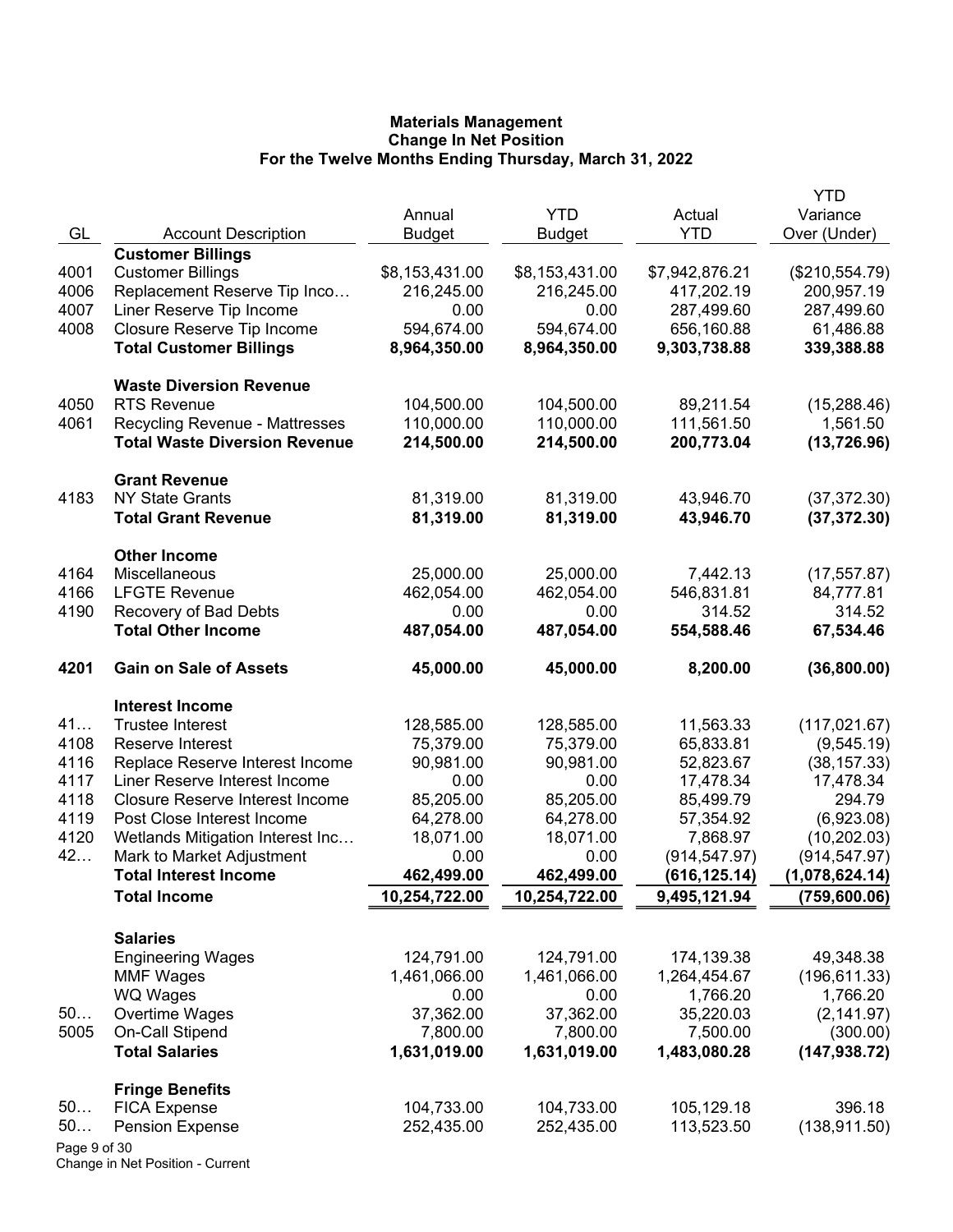**Materials Management**
**Change In Net Position**
**For the Twelve Months Ending Thursday, March 31, 2022**

| GL | Account Description | Annual Budget | YTD Budget | Actual YTD | YTD Variance Over (Under) |
|---|---|---|---|---|---|
| | **Customer Billings** | | | | |
| 4001 | Customer Billings | $8,153,431.00 | $8,153,431.00 | $7,942,876.21 | ($210,554.79) |
| 4006 | Replacement Reserve Tip Inco… | 216,245.00 | 216,245.00 | 417,202.19 | 200,957.19 |
| 4007 | Liner Reserve Tip Income | 0.00 | 0.00 | 287,499.60 | 287,499.60 |
| 4008 | Closure Reserve Tip Income | 594,674.00 | 594,674.00 | 656,160.88 | 61,486.88 |
| | **Total Customer Billings** | **8,964,350.00** | **8,964,350.00** | **9,303,738.88** | **339,388.88** |
| | **Waste Diversion Revenue** | | | | |
| 4050 | RTS Revenue | 104,500.00 | 104,500.00 | 89,211.54 | (15,288.46) |
| 4061 | Recycling Revenue - Mattresses | 110,000.00 | 110,000.00 | 111,561.50 | 1,561.50 |
| | **Total Waste Diversion Revenue** | **214,500.00** | **214,500.00** | **200,773.04** | **(13,726.96)** |
| | **Grant Revenue** | | | | |
| 4183 | NY State Grants | 81,319.00 | 81,319.00 | 43,946.70 | (37,372.30) |
| | **Total Grant Revenue** | **81,319.00** | **81,319.00** | **43,946.70** | **(37,372.30)** |
| | **Other Income** | | | | |
| 4164 | Miscellaneous | 25,000.00 | 25,000.00 | 7,442.13 | (17,557.87) |
| 4166 | LFGTE Revenue | 462,054.00 | 462,054.00 | 546,831.81 | 84,777.81 |
| 4190 | Recovery of Bad Debts | 0.00 | 0.00 | 314.52 | 314.52 |
| | **Total Other Income** | **487,054.00** | **487,054.00** | **554,588.46** | **67,534.46** |
| **4201** | **Gain on Sale of Assets** | **45,000.00** | **45,000.00** | **8,200.00** | **(36,800.00)** |
| | **Interest Income** | | | | |
| 41… | Trustee Interest | 128,585.00 | 128,585.00 | 11,563.33 | (117,021.67) |
| 4108 | Reserve Interest | 75,379.00 | 75,379.00 | 65,833.81 | (9,545.19) |
| 4116 | Replace Reserve Interest Income | 90,981.00 | 90,981.00 | 52,823.67 | (38,157.33) |
| 4117 | Liner Reserve Interest Income | 0.00 | 0.00 | 17,478.34 | 17,478.34 |
| 4118 | Closure Reserve Interest Income | 85,205.00 | 85,205.00 | 85,499.79 | 294.79 |
| 4119 | Post Close Interest Income | 64,278.00 | 64,278.00 | 57,354.92 | (6,923.08) |
| 4120 | Wetlands Mitigation Interest Inc… | 18,071.00 | 18,071.00 | 7,868.97 | (10,202.03) |
| 42… | Mark to Market Adjustment | 0.00 | 0.00 | (914,547.97) | (914,547.97) |
| | **Total Interest Income** | **462,499.00** | **462,499.00** | **(616,125.14)** | **(1,078,624.14)** |
| | **Total Income** | **10,254,722.00** | **10,254,722.00** | **9,495,121.94** | **(759,600.06)** |
| | **Salaries** | | | | |
| | Engineering Wages | 124,791.00 | 124,791.00 | 174,139.38 | 49,348.38 |
| | MMF Wages | 1,461,066.00 | 1,461,066.00 | 1,264,454.67 | (196,611.33) |
| | WQ Wages | 0.00 | 0.00 | 1,766.20 | 1,766.20 |
| 50… | Overtime Wages | 37,362.00 | 37,362.00 | 35,220.03 | (2,141.97) |
| 5005 | On-Call Stipend | 7,800.00 | 7,800.00 | 7,500.00 | (300.00) |
| | **Total Salaries** | **1,631,019.00** | **1,631,019.00** | **1,483,080.28** | **(147,938.72)** |
| | **Fringe Benefits** | | | | |
| 50… | FICA Expense | 104,733.00 | 104,733.00 | 105,129.18 | 396.18 |
| 50… | Pension Expense | 252,435.00 | 252,435.00 | 113,523.50 | (138,911.50) |

Change in Net Position - Current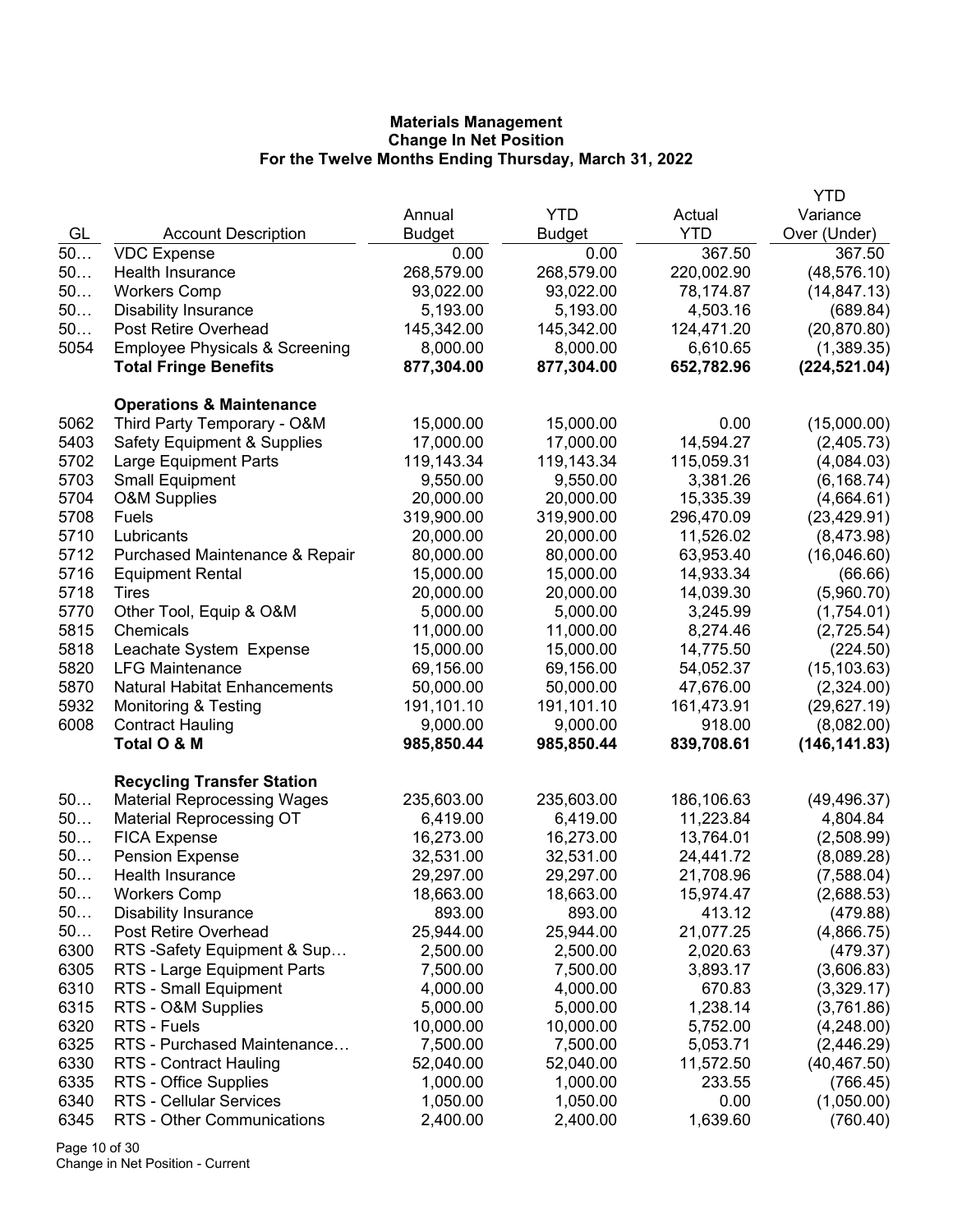**Materials Management**
**Change In Net Position**
**For the Twelve Months Ending Thursday, March 31, 2022**

| GL | Account Description | Annual Budget | YTD Budget | Actual YTD | YTD Variance Over (Under) |
|---|---|---|---|---|---|
| 50… | VDC Expense | 0.00 | 0.00 | 367.50 | 367.50 |
| 50… | Health Insurance | 268,579.00 | 268,579.00 | 220,002.90 | (48,576.10) |
| 50… | Workers Comp | 93,022.00 | 93,022.00 | 78,174.87 | (14,847.13) |
| 50… | Disability Insurance | 5,193.00 | 5,193.00 | 4,503.16 | (689.84) |
| 50… | Post Retire Overhead | 145,342.00 | 145,342.00 | 124,471.20 | (20,870.80) |
| 5054 | Employee Physicals & Screening | 8,000.00 | 8,000.00 | 6,610.65 | (1,389.35) |
| | **Total Fringe Benefits** | **877,304.00** | **877,304.00** | **652,782.96** | **(224,521.04)** |
| | **Operations & Maintenance** | | | | |
| 5062 | Third Party Temporary - O&M | 15,000.00 | 15,000.00 | 0.00 | (15,000.00) |
| 5403 | Safety Equipment & Supplies | 17,000.00 | 17,000.00 | 14,594.27 | (2,405.73) |
| 5702 | Large Equipment Parts | 119,143.34 | 119,143.34 | 115,059.31 | (4,084.03) |
| 5703 | Small Equipment | 9,550.00 | 9,550.00 | 3,381.26 | (6,168.74) |
| 5704 | O&M Supplies | 20,000.00 | 20,000.00 | 15,335.39 | (4,664.61) |
| 5708 | Fuels | 319,900.00 | 319,900.00 | 296,470.09 | (23,429.91) |
| 5710 | Lubricants | 20,000.00 | 20,000.00 | 11,526.02 | (8,473.98) |
| 5712 | Purchased Maintenance & Repair | 80,000.00 | 80,000.00 | 63,953.40 | (16,046.60) |
| 5716 | Equipment Rental | 15,000.00 | 15,000.00 | 14,933.34 | (66.66) |
| 5718 | Tires | 20,000.00 | 20,000.00 | 14,039.30 | (5,960.70) |
| 5770 | Other Tool, Equip & O&M | 5,000.00 | 5,000.00 | 3,245.99 | (1,754.01) |
| 5815 | Chemicals | 11,000.00 | 11,000.00 | 8,274.46 | (2,725.54) |
| 5818 | Leachate System Expense | 15,000.00 | 15,000.00 | 14,775.50 | (224.50) |
| 5820 | LFG Maintenance | 69,156.00 | 69,156.00 | 54,052.37 | (15,103.63) |
| 5870 | Natural Habitat Enhancements | 50,000.00 | 50,000.00 | 47,676.00 | (2,324.00) |
| 5932 | Monitoring & Testing | 191,101.10 | 191,101.10 | 161,473.91 | (29,627.19) |
| 6008 | Contract Hauling | 9,000.00 | 9,000.00 | 918.00 | (8,082.00) |
| | **Total O & M** | **985,850.44** | **985,850.44** | **839,708.61** | **(146,141.83)** |
| | **Recycling Transfer Station** | | | | |
| 50… | Material Reprocessing Wages | 235,603.00 | 235,603.00 | 186,106.63 | (49,496.37) |
| 50… | Material Reprocessing OT | 6,419.00 | 6,419.00 | 11,223.84 | 4,804.84 |
| 50… | FICA Expense | 16,273.00 | 16,273.00 | 13,764.01 | (2,508.99) |
| 50… | Pension Expense | 32,531.00 | 32,531.00 | 24,441.72 | (8,089.28) |
| 50… | Health Insurance | 29,297.00 | 29,297.00 | 21,708.96 | (7,588.04) |
| 50… | Workers Comp | 18,663.00 | 18,663.00 | 15,974.47 | (2,688.53) |
| 50… | Disability Insurance | 893.00 | 893.00 | 413.12 | (479.88) |
| 50… | Post Retire Overhead | 25,944.00 | 25,944.00 | 21,077.25 | (4,866.75) |
| 6300 | RTS -Safety Equipment & Sup… | 2,500.00 | 2,500.00 | 2,020.63 | (479.37) |
| 6305 | RTS - Large Equipment Parts | 7,500.00 | 7,500.00 | 3,893.17 | (3,606.83) |
| 6310 | RTS - Small Equipment | 4,000.00 | 4,000.00 | 670.83 | (3,329.17) |
| 6315 | RTS - O&M Supplies | 5,000.00 | 5,000.00 | 1,238.14 | (3,761.86) |
| 6320 | RTS - Fuels | 10,000.00 | 10,000.00 | 5,752.00 | (4,248.00) |
| 6325 | RTS - Purchased Maintenance… | 7,500.00 | 7,500.00 | 5,053.71 | (2,446.29) |
| 6330 | RTS - Contract Hauling | 52,040.00 | 52,040.00 | 11,572.50 | (40,467.50) |
| 6335 | RTS - Office Supplies | 1,000.00 | 1,000.00 | 233.55 | (766.45) |
| 6340 | RTS - Cellular Services | 1,050.00 | 1,050.00 | 0.00 | (1,050.00) |
| 6345 | RTS - Other Communications | 2,400.00 | 2,400.00 | 1,639.60 | (760.40) |

Change in Net Position - Current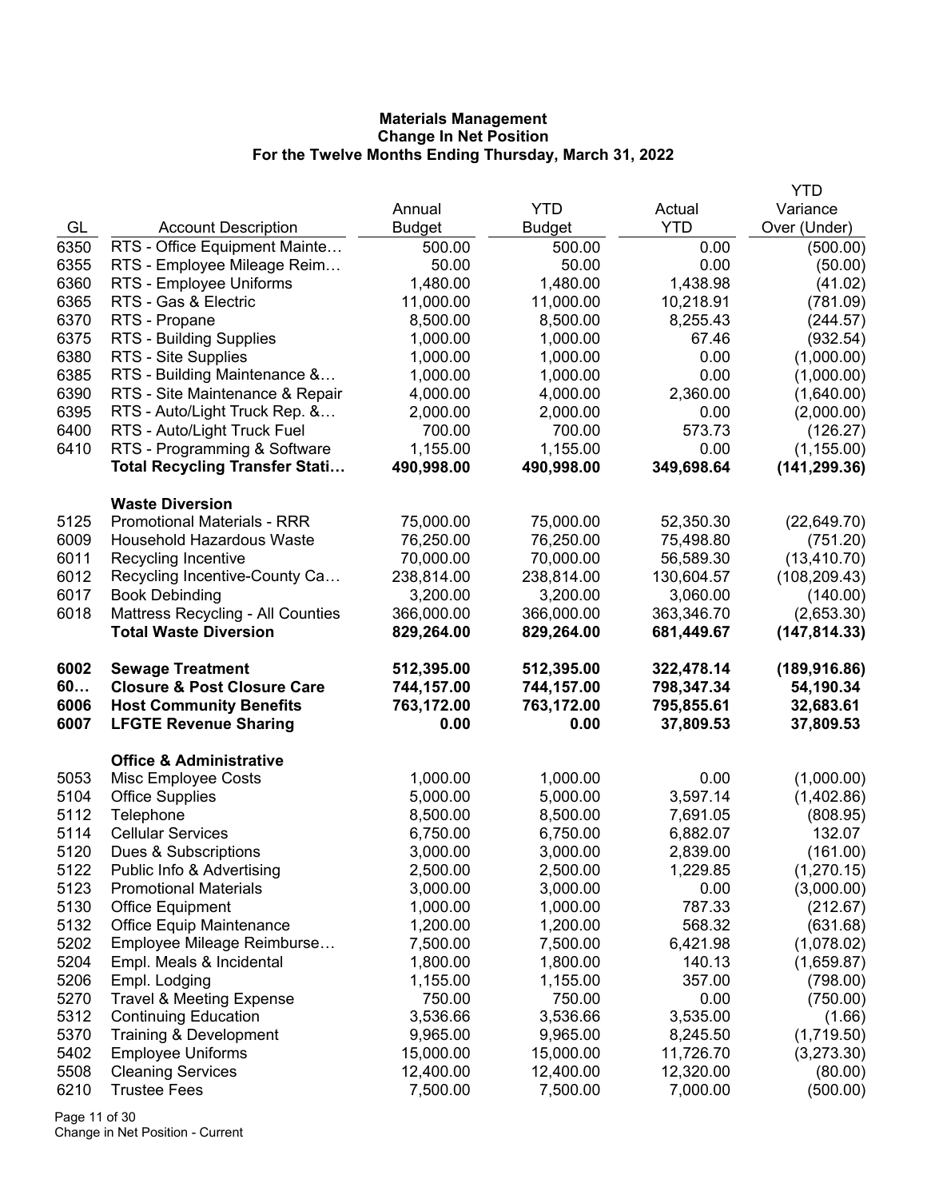**Materials Management**
**Change In Net Position**
**For the Twelve Months Ending Thursday, March 31, 2022**

| GL | Account Description | Annual Budget | YTD Budget | Actual YTD | YTD Variance Over (Under) |
|---|---|---|---|---|---|
| 6350 | RTS - Office Equipment Mainte… | 500.00 | 500.00 | 0.00 | (500.00) |
| 6355 | RTS - Employee Mileage Reim… | 50.00 | 50.00 | 0.00 | (50.00) |
| 6360 | RTS - Employee Uniforms | 1,480.00 | 1,480.00 | 1,438.98 | (41.02) |
| 6365 | RTS - Gas & Electric | 11,000.00 | 11,000.00 | 10,218.91 | (781.09) |
| 6370 | RTS - Propane | 8,500.00 | 8,500.00 | 8,255.43 | (244.57) |
| 6375 | RTS - Building Supplies | 1,000.00 | 1,000.00 | 67.46 | (932.54) |
| 6380 | RTS - Site Supplies | 1,000.00 | 1,000.00 | 0.00 | (1,000.00) |
| 6385 | RTS - Building Maintenance &… | 1,000.00 | 1,000.00 | 0.00 | (1,000.00) |
| 6390 | RTS - Site Maintenance & Repair | 4,000.00 | 4,000.00 | 2,360.00 | (1,640.00) |
| 6395 | RTS - Auto/Light Truck Rep. &… | 2,000.00 | 2,000.00 | 0.00 | (2,000.00) |
| 6400 | RTS - Auto/Light Truck Fuel | 700.00 | 700.00 | 573.73 | (126.27) |
| 6410 | RTS - Programming & Software | 1,155.00 | 1,155.00 | 0.00 | (1,155.00) |
| | **Total Recycling Transfer Stati…** | **490,998.00** | **490,998.00** | **349,698.64** | **(141,299.36)** |
| | **Waste Diversion** | | | | |
| 5125 | Promotional Materials - RRR | 75,000.00 | 75,000.00 | 52,350.30 | (22,649.70) |
| 6009 | Household Hazardous Waste | 76,250.00 | 76,250.00 | 75,498.80 | (751.20) |
| 6011 | Recycling Incentive | 70,000.00 | 70,000.00 | 56,589.30 | (13,410.70) |
| 6012 | Recycling Incentive-County Ca… | 238,814.00 | 238,814.00 | 130,604.57 | (108,209.43) |
| 6017 | Book Debinding | 3,200.00 | 3,200.00 | 3,060.00 | (140.00) |
| 6018 | Mattress Recycling - All Counties | 366,000.00 | 366,000.00 | 363,346.70 | (2,653.30) |
| | **Total Waste Diversion** | **829,264.00** | **829,264.00** | **681,449.67** | **(147,814.33)** |
| **6002** | **Sewage Treatment** | **512,395.00** | **512,395.00** | **322,478.14** | **(189,916.86)** |
| **60…** | **Closure & Post Closure Care** | **744,157.00** | **744,157.00** | **798,347.34** | **54,190.34** |
| **6006** | **Host Community Benefits** | **763,172.00** | **763,172.00** | **795,855.61** | **32,683.61** |
| **6007** | **LFGTE Revenue Sharing** | **0.00** | **0.00** | **37,809.53** | **37,809.53** |
| | **Office & Administrative** | | | | |
| 5053 | Misc Employee Costs | 1,000.00 | 1,000.00 | 0.00 | (1,000.00) |
| 5104 | Office Supplies | 5,000.00 | 5,000.00 | 3,597.14 | (1,402.86) |
| 5112 | Telephone | 8,500.00 | 8,500.00 | 7,691.05 | (808.95) |
| 5114 | Cellular Services | 6,750.00 | 6,750.00 | 6,882.07 | 132.07 |
| 5120 | Dues & Subscriptions | 3,000.00 | 3,000.00 | 2,839.00 | (161.00) |
| 5122 | Public Info & Advertising | 2,500.00 | 2,500.00 | 1,229.85 | (1,270.15) |
| 5123 | Promotional Materials | 3,000.00 | 3,000.00 | 0.00 | (3,000.00) |
| 5130 | Office Equipment | 1,000.00 | 1,000.00 | 787.33 | (212.67) |
| 5132 | Office Equip Maintenance | 1,200.00 | 1,200.00 | 568.32 | (631.68) |
| 5202 | Employee Mileage Reimburse… | 7,500.00 | 7,500.00 | 6,421.98 | (1,078.02) |
| 5204 | Empl. Meals & Incidental | 1,800.00 | 1,800.00 | 140.13 | (1,659.87) |
| 5206 | Empl. Lodging | 1,155.00 | 1,155.00 | 357.00 | (798.00) |
| 5270 | Travel & Meeting Expense | 750.00 | 750.00 | 0.00 | (750.00) |
| 5312 | Continuing Education | 3,536.66 | 3,536.66 | 3,535.00 | (1.66) |
| 5370 | Training & Development | 9,965.00 | 9,965.00 | 8,245.50 | (1,719.50) |
| 5402 | Employee Uniforms | 15,000.00 | 15,000.00 | 11,726.70 | (3,273.30) |
| 5508 | Cleaning Services | 12,400.00 | 12,400.00 | 12,320.00 | (80.00) |
| 6210 | Trustee Fees | 7,500.00 | 7,500.00 | 7,000.00 | (500.00) |

Change in Net Position - Current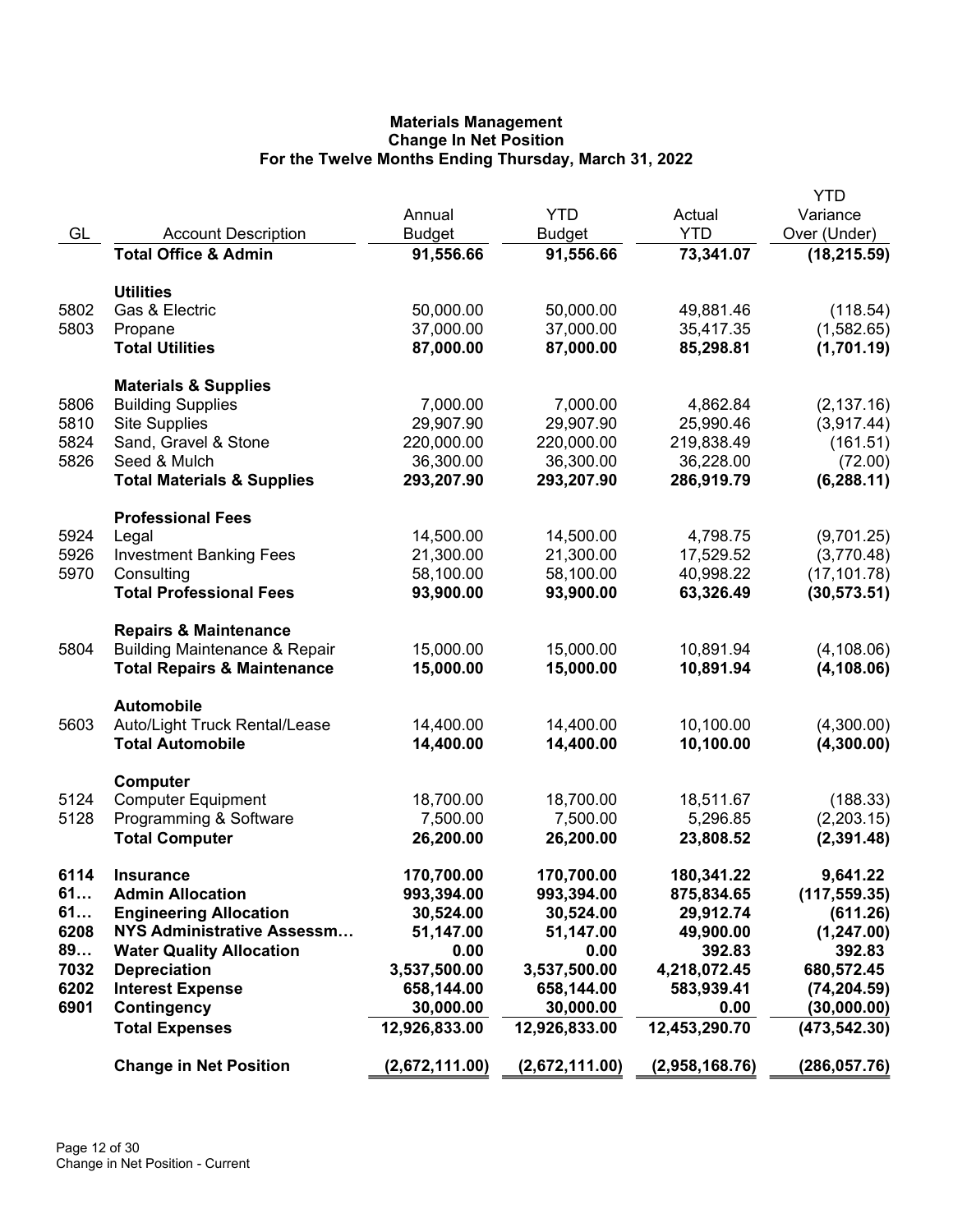**Materials Management**
**Change In Net Position**
**For the Twelve Months Ending Thursday, March 31, 2022**

| GL | Account Description | Annual Budget | YTD Budget | Actual YTD | YTD Variance Over (Under) |
|---|---|---|---|---|---|
| | **Total Office & Admin** | **91,556.66** | **91,556.66** | **73,341.07** | **(18,215.59)** |
| | **Utilities** | | | | |
| 5802 | Gas & Electric | 50,000.00 | 50,000.00 | 49,881.46 | (118.54) |
| 5803 | Propane | 37,000.00 | 37,000.00 | 35,417.35 | (1,582.65) |
| | **Total Utilities** | **87,000.00** | **87,000.00** | **85,298.81** | **(1,701.19)** |
| | **Materials & Supplies** | | | | |
| 5806 | Building Supplies | 7,000.00 | 7,000.00 | 4,862.84 | (2,137.16) |
| 5810 | Site Supplies | 29,907.90 | 29,907.90 | 25,990.46 | (3,917.44) |
| 5824 | Sand, Gravel & Stone | 220,000.00 | 220,000.00 | 219,838.49 | (161.51) |
| 5826 | Seed & Mulch | 36,300.00 | 36,300.00 | 36,228.00 | (72.00) |
| | **Total Materials & Supplies** | **293,207.90** | **293,207.90** | **286,919.79** | **(6,288.11)** |
| | **Professional Fees** | | | | |
| 5924 | Legal | 14,500.00 | 14,500.00 | 4,798.75 | (9,701.25) |
| 5926 | Investment Banking Fees | 21,300.00 | 21,300.00 | 17,529.52 | (3,770.48) |
| 5970 | Consulting | 58,100.00 | 58,100.00 | 40,998.22 | (17,101.78) |
| | **Total Professional Fees** | **93,900.00** | **93,900.00** | **63,326.49** | **(30,573.51)** |
| | **Repairs & Maintenance** | | | | |
| 5804 | Building Maintenance & Repair | 15,000.00 | 15,000.00 | 10,891.94 | (4,108.06) |
| | **Total Repairs & Maintenance** | **15,000.00** | **15,000.00** | **10,891.94** | **(4,108.06)** |
| | **Automobile** | | | | |
| 5603 | Auto/Light Truck Rental/Lease | 14,400.00 | 14,400.00 | 10,100.00 | (4,300.00) |
| | **Total Automobile** | **14,400.00** | **14,400.00** | **10,100.00** | **(4,300.00)** |
| | **Computer** | | | | |
| 5124 | Computer Equipment | 18,700.00 | 18,700.00 | 18,511.67 | (188.33) |
| 5128 | Programming & Software | 7,500.00 | 7,500.00 | 5,296.85 | (2,203.15) |
| | **Total Computer** | **26,200.00** | **26,200.00** | **23,808.52** | **(2,391.48)** |
| **6114** | **Insurance** | **170,700.00** | **170,700.00** | **180,341.22** | **9,641.22** |
| **61…** | **Admin Allocation** | **993,394.00** | **993,394.00** | **875,834.65** | **(117,559.35)** |
| **61…** | **Engineering Allocation** | **30,524.00** | **30,524.00** | **29,912.74** | **(611.26)** |
| **6208** | **NYS Administrative Assessm…** | **51,147.00** | **51,147.00** | **49,900.00** | **(1,247.00)** |
| **89…** | **Water Quality Allocation** | **0.00** | **0.00** | **392.83** | **392.83** |
| **7032** | **Depreciation** | **3,537,500.00** | **3,537,500.00** | **4,218,072.45** | **680,572.45** |
| **6202** | **Interest Expense** | **658,144.00** | **658,144.00** | **583,939.41** | **(74,204.59)** |
| **6901** | **Contingency** | **30,000.00** | **30,000.00** | **0.00** | **(30,000.00)** |
| | **Total Expenses** | **12,926,833.00** | **12,926,833.00** | **12,453,290.70** | **(473,542.30)** |
| | **Change in Net Position** | **(2,672,111.00)** | **(2,672,111.00)** | **(2,958,168.76)** | **(286,057.76)** |

Change in Net Position - Current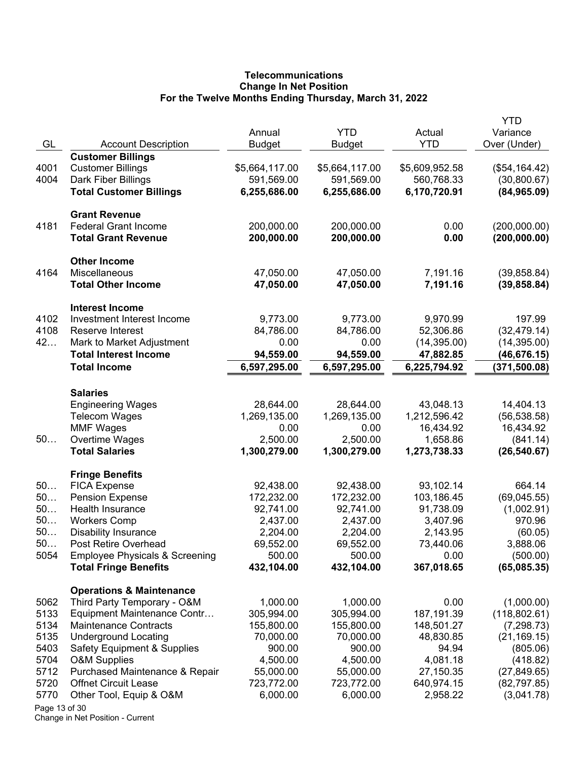**Telecommunications**
**Change In Net Position**
**For the Twelve Months Ending Thursday, March 31, 2022**

| GL | Account Description | Annual Budget | YTD Budget | Actual YTD | YTD Variance Over (Under) |
|---|---|---|---|---|---|
| | **Customer Billings** | | | | |
| 4001 | Customer Billings | $5,664,117.00 | $5,664,117.00 | $5,609,952.58 | ($54,164.42) |
| 4004 | Dark Fiber Billings | 591,569.00 | 591,569.00 | 560,768.33 | (30,800.67) |
| | **Total Customer Billings** | **6,255,686.00** | **6,255,686.00** | **6,170,720.91** | **(84,965.09)** |
| | **Grant Revenue** | | | | |
| 4181 | Federal Grant Income | 200,000.00 | 200,000.00 | 0.00 | (200,000.00) |
| | **Total Grant Revenue** | **200,000.00** | **200,000.00** | **0.00** | **(200,000.00)** |
| | **Other Income** | | | | |
| 4164 | Miscellaneous | 47,050.00 | 47,050.00 | 7,191.16 | (39,858.84) |
| | **Total Other Income** | **47,050.00** | **47,050.00** | **7,191.16** | **(39,858.84)** |
| | **Interest Income** | | | | |
| 4102 | Investment Interest Income | 9,773.00 | 9,773.00 | 9,970.99 | 197.99 |
| 4108 | Reserve Interest | 84,786.00 | 84,786.00 | 52,306.86 | (32,479.14) |
| 42… | Mark to Market Adjustment | 0.00 | 0.00 | (14,395.00) | (14,395.00) |
| | **Total Interest Income** | **94,559.00** | **94,559.00** | **47,882.85** | **(46,676.15)** |
| | **Total Income** | **6,597,295.00** | **6,597,295.00** | **6,225,794.92** | **(371,500.08)** |
| | **Salaries** | | | | |
| | Engineering Wages | 28,644.00 | 28,644.00 | 43,048.13 | 14,404.13 |
| | Telecom Wages | 1,269,135.00 | 1,269,135.00 | 1,212,596.42 | (56,538.58) |
| | MMF Wages | 0.00 | 0.00 | 16,434.92 | 16,434.92 |
| 50… | Overtime Wages | 2,500.00 | 2,500.00 | 1,658.86 | (841.14) |
| | **Total Salaries** | **1,300,279.00** | **1,300,279.00** | **1,273,738.33** | **(26,540.67)** |
| | **Fringe Benefits** | | | | |
| 50… | FICA Expense | 92,438.00 | 92,438.00 | 93,102.14 | 664.14 |
| 50… | Pension Expense | 172,232.00 | 172,232.00 | 103,186.45 | (69,045.55) |
| 50… | Health Insurance | 92,741.00 | 92,741.00 | 91,738.09 | (1,002.91) |
| 50… | Workers Comp | 2,437.00 | 2,437.00 | 3,407.96 | 970.96 |
| 50… | Disability Insurance | 2,204.00 | 2,204.00 | 2,143.95 | (60.05) |
| 50… | Post Retire Overhead | 69,552.00 | 69,552.00 | 73,440.06 | 3,888.06 |
| 5054 | Employee Physicals & Screening | 500.00 | 500.00 | 0.00 | (500.00) |
| | **Total Fringe Benefits** | **432,104.00** | **432,104.00** | **367,018.65** | **(65,085.35)** |
| | **Operations & Maintenance** | | | | |
| 5062 | Third Party Temporary - O&M | 1,000.00 | 1,000.00 | 0.00 | (1,000.00) |
| 5133 | Equipment Maintenance Contr… | 305,994.00 | 305,994.00 | 187,191.39 | (118,802.61) |
| 5134 | Maintenance Contracts | 155,800.00 | 155,800.00 | 148,501.27 | (7,298.73) |
| 5135 | Underground Locating | 70,000.00 | 70,000.00 | 48,830.85 | (21,169.15) |
| 5403 | Safety Equipment & Supplies | 900.00 | 900.00 | 94.94 | (805.06) |
| 5704 | O&M Supplies | 4,500.00 | 4,500.00 | 4,081.18 | (418.82) |
| 5712 | Purchased Maintenance & Repair | 55,000.00 | 55,000.00 | 27,150.35 | (27,849.65) |
| 5720 | Offnet Circuit Lease | 723,772.00 | 723,772.00 | 640,974.15 | (82,797.85) |
| 5770 | Other Tool, Equip & O&M | 6,000.00 | 6,000.00 | 2,958.22 | (3,041.78) |

Change in Net Position - Current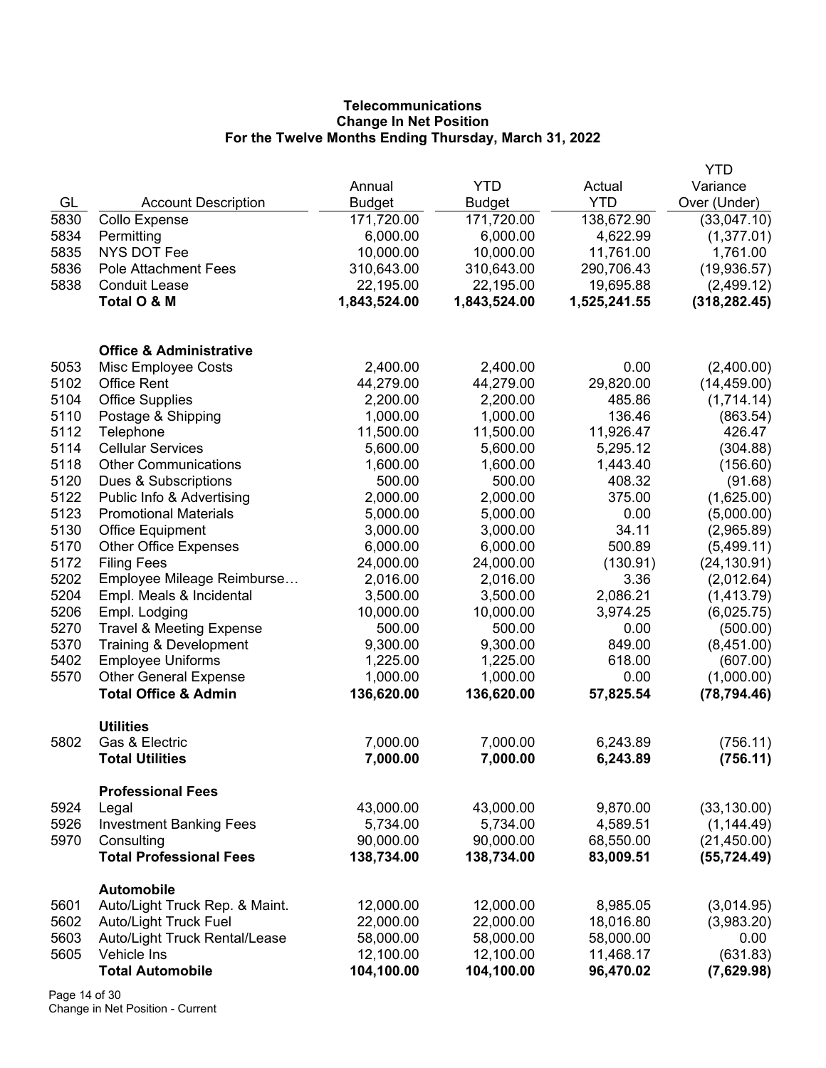**Telecommunications**
**Change In Net Position**
**For the Twelve Months Ending Thursday, March 31, 2022**

| GL | Account Description | Annual Budget | YTD Budget | Actual YTD | YTD Variance Over (Under) |
|---|---|---|---|---|---|
| 5830 | Collo Expense | 171,720.00 | 171,720.00 | 138,672.90 | (33,047.10) |
| 5834 | Permitting | 6,000.00 | 6,000.00 | 4,622.99 | (1,377.01) |
| 5835 | NYS DOT Fee | 10,000.00 | 10,000.00 | 11,761.00 | 1,761.00 |
| 5836 | Pole Attachment Fees | 310,643.00 | 310,643.00 | 290,706.43 | (19,936.57) |
| 5838 | Conduit Lease | 22,195.00 | 22,195.00 | 19,695.88 | (2,499.12) |
| | **Total O & M** | **1,843,524.00** | **1,843,524.00** | **1,525,241.55** | **(318,282.45)** |
| | | | | | |
| | **Office & Administrative** | | | | |
| 5053 | Misc Employee Costs | 2,400.00 | 2,400.00 | 0.00 | (2,400.00) |
| 5102 | Office Rent | 44,279.00 | 44,279.00 | 29,820.00 | (14,459.00) |
| 5104 | Office Supplies | 2,200.00 | 2,200.00 | 485.86 | (1,714.14) |
| 5110 | Postage & Shipping | 1,000.00 | 1,000.00 | 136.46 | (863.54) |
| 5112 | Telephone | 11,500.00 | 11,500.00 | 11,926.47 | 426.47 |
| 5114 | Cellular Services | 5,600.00 | 5,600.00 | 5,295.12 | (304.88) |
| 5118 | Other Communications | 1,600.00 | 1,600.00 | 1,443.40 | (156.60) |
| 5120 | Dues & Subscriptions | 500.00 | 500.00 | 408.32 | (91.68) |
| 5122 | Public Info & Advertising | 2,000.00 | 2,000.00 | 375.00 | (1,625.00) |
| 5123 | Promotional Materials | 5,000.00 | 5,000.00 | 0.00 | (5,000.00) |
| 5130 | Office Equipment | 3,000.00 | 3,000.00 | 34.11 | (2,965.89) |
| 5170 | Other Office Expenses | 6,000.00 | 6,000.00 | 500.89 | (5,499.11) |
| 5172 | Filing Fees | 24,000.00 | 24,000.00 | (130.91) | (24,130.91) |
| 5202 | Employee Mileage Reimburse… | 2,016.00 | 2,016.00 | 3.36 | (2,012.64) |
| 5204 | Empl. Meals & Incidental | 3,500.00 | 3,500.00 | 2,086.21 | (1,413.79) |
| 5206 | Empl. Lodging | 10,000.00 | 10,000.00 | 3,974.25 | (6,025.75) |
| 5270 | Travel & Meeting Expense | 500.00 | 500.00 | 0.00 | (500.00) |
| 5370 | Training & Development | 9,300.00 | 9,300.00 | 849.00 | (8,451.00) |
| 5402 | Employee Uniforms | 1,225.00 | 1,225.00 | 618.00 | (607.00) |
| 5570 | Other General Expense | 1,000.00 | 1,000.00 | 0.00 | (1,000.00) |
| | **Total Office & Admin** | **136,620.00** | **136,620.00** | **57,825.54** | **(78,794.46)** |
| | | | | | |
| | **Utilities** | | | | |
| 5802 | Gas & Electric | 7,000.00 | 7,000.00 | 6,243.89 | (756.11) |
| | **Total Utilities** | **7,000.00** | **7,000.00** | **6,243.89** | **(756.11)** |
| | | | | | |
| | **Professional Fees** | | | | |
| 5924 | Legal | 43,000.00 | 43,000.00 | 9,870.00 | (33,130.00) |
| 5926 | Investment Banking Fees | 5,734.00 | 5,734.00 | 4,589.51 | (1,144.49) |
| 5970 | Consulting | 90,000.00 | 90,000.00 | 68,550.00 | (21,450.00) |
| | **Total Professional Fees** | **138,734.00** | **138,734.00** | **83,009.51** | **(55,724.49)** |
| | | | | | |
| | **Automobile** | | | | |
| 5601 | Auto/Light Truck Rep. & Maint. | 12,000.00 | 12,000.00 | 8,985.05 | (3,014.95) |
| 5602 | Auto/Light Truck Fuel | 22,000.00 | 22,000.00 | 18,016.80 | (3,983.20) |
| 5603 | Auto/Light Truck Rental/Lease | 58,000.00 | 58,000.00 | 58,000.00 | 0.00 |
| 5605 | Vehicle Ins | 12,100.00 | 12,100.00 | 11,468.17 | (631.83) |
| | **Total Automobile** | **104,100.00** | **104,100.00** | **96,470.02** | **(7,629.98)** |

Change in Net Position - Current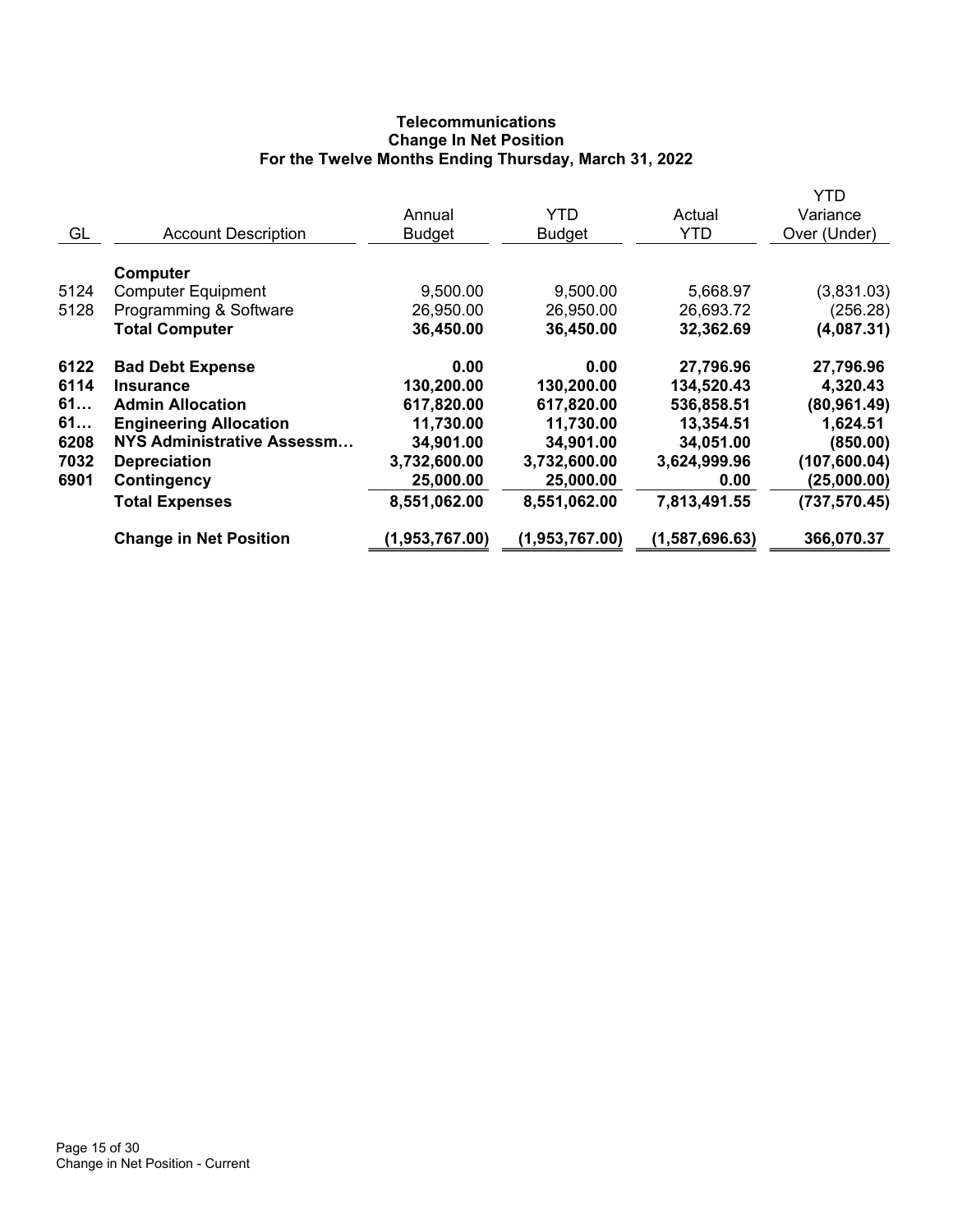**Telecommunications**
**Change In Net Position**
**For the Twelve Months Ending Thursday, March 31, 2022**

| GL | Account Description | Annual Budget | YTD Budget | Actual YTD | YTD Variance Over (Under) |
|---|---|---|---|---|---|
| | **Computer** | | | | |
| 5124 | Computer Equipment | 9,500.00 | 9,500.00 | 5,668.97 | (3,831.03) |
| 5128 | Programming & Software | 26,950.00 | 26,950.00 | 26,693.72 | (256.28) |
| | **Total Computer** | **36,450.00** | **36,450.00** | **32,362.69** | **(4,087.31)** |
| **6122** | **Bad Debt Expense** | **0.00** | **0.00** | **27,796.96** | **27,796.96** |
| **6114** | **Insurance** | **130,200.00** | **130,200.00** | **134,520.43** | **4,320.43** |
| **61…** | **Admin Allocation** | **617,820.00** | **617,820.00** | **536,858.51** | **(80,961.49)** |
| **61…** | **Engineering Allocation** | **11,730.00** | **11,730.00** | **13,354.51** | **1,624.51** |
| **6208** | **NYS Administrative Assessm…** | **34,901.00** | **34,901.00** | **34,051.00** | **(850.00)** |
| **7032** | **Depreciation** | **3,732,600.00** | **3,732,600.00** | **3,624,999.96** | **(107,600.04)** |
| **6901** | **Contingency** | **25,000.00** | **25,000.00** | **0.00** | **(25,000.00)** |
| | **Total Expenses** | **8,551,062.00** | **8,551,062.00** | **7,813,491.55** | **(737,570.45)** |
| | **Change in Net Position** | **(1,953,767.00)** | **(1,953,767.00)** | **(1,587,696.63)** | **366,070.37** |

Change in Net Position - Current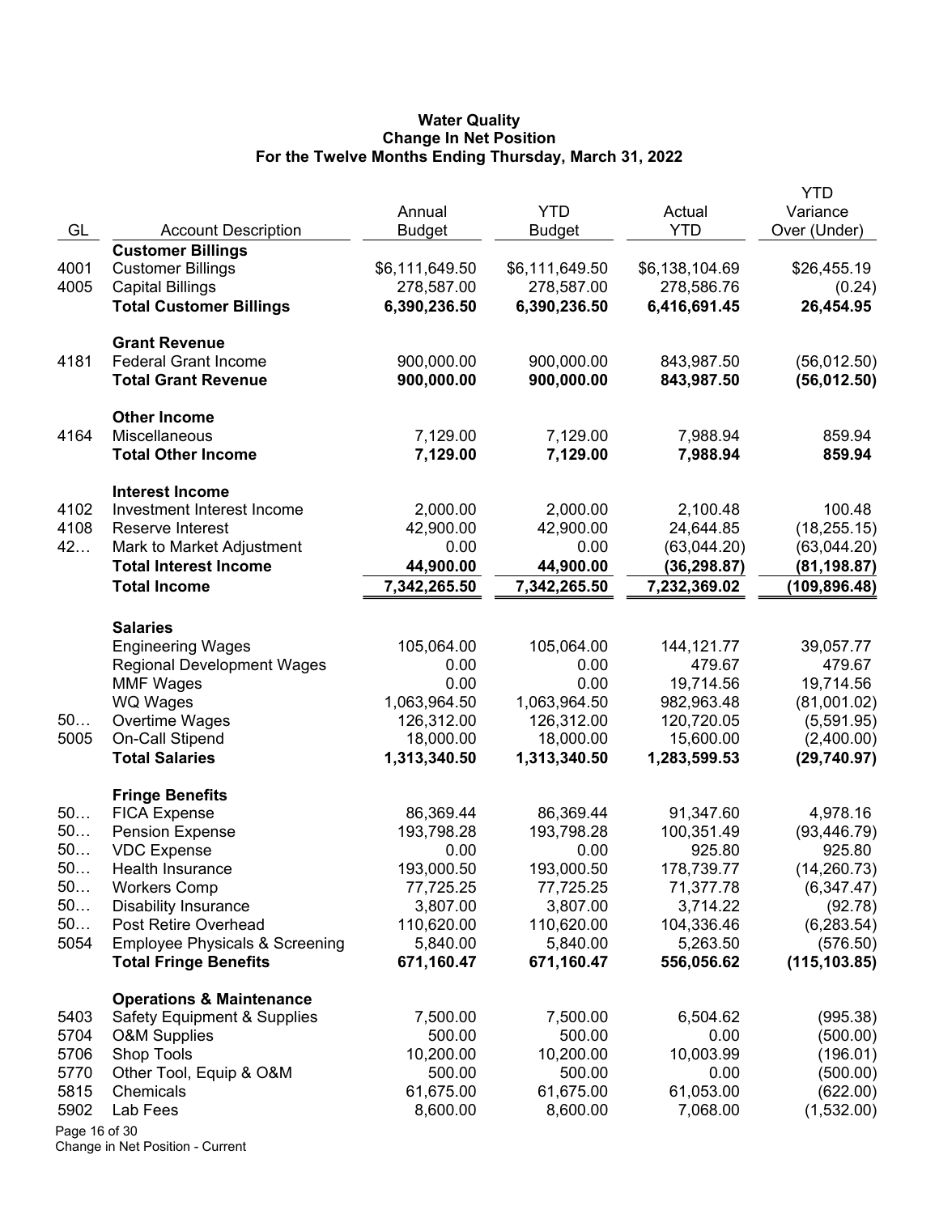**Water Quality**
**Change In Net Position**
**For the Twelve Months Ending Thursday, March 31, 2022**

| GL | Account Description | Annual Budget | YTD Budget | Actual YTD | YTD Variance Over (Under) |
|---|---|---|---|---|---|
| | **Customer Billings** | | | | |
| 4001 | Customer Billings | $6,111,649.50 | $6,111,649.50 | $6,138,104.69 | $26,455.19 |
| 4005 | Capital Billings | 278,587.00 | 278,587.00 | 278,586.76 | (0.24) |
| | **Total Customer Billings** | **6,390,236.50** | **6,390,236.50** | **6,416,691.45** | **26,454.95** |
| | **Grant Revenue** | | | | |
| 4181 | Federal Grant Income | 900,000.00 | 900,000.00 | 843,987.50 | (56,012.50) |
| | **Total Grant Revenue** | **900,000.00** | **900,000.00** | **843,987.50** | **(56,012.50)** |
| | **Other Income** | | | | |
| 4164 | Miscellaneous | 7,129.00 | 7,129.00 | 7,988.94 | 859.94 |
| | **Total Other Income** | **7,129.00** | **7,129.00** | **7,988.94** | **859.94** |
| | **Interest Income** | | | | |
| 4102 | Investment Interest Income | 2,000.00 | 2,000.00 | 2,100.48 | 100.48 |
| 4108 | Reserve Interest | 42,900.00 | 42,900.00 | 24,644.85 | (18,255.15) |
| 42… | Mark to Market Adjustment | 0.00 | 0.00 | (63,044.20) | (63,044.20) |
| | **Total Interest Income** | **44,900.00** | **44,900.00** | **(36,298.87)** | **(81,198.87)** |
| | **Total Income** | **7,342,265.50** | **7,342,265.50** | **7,232,369.02** | **(109,896.48)** |
| | **Salaries** | | | | |
| | Engineering Wages | 105,064.00 | 105,064.00 | 144,121.77 | 39,057.77 |
| | Regional Development Wages | 0.00 | 0.00 | 479.67 | 479.67 |
| | MMF Wages | 0.00 | 0.00 | 19,714.56 | 19,714.56 |
| | WQ Wages | 1,063,964.50 | 1,063,964.50 | 982,963.48 | (81,001.02) |
| 50… | Overtime Wages | 126,312.00 | 126,312.00 | 120,720.05 | (5,591.95) |
| 5005 | On-Call Stipend | 18,000.00 | 18,000.00 | 15,600.00 | (2,400.00) |
| | **Total Salaries** | **1,313,340.50** | **1,313,340.50** | **1,283,599.53** | **(29,740.97)** |
| | **Fringe Benefits** | | | | |
| 50… | FICA Expense | 86,369.44 | 86,369.44 | 91,347.60 | 4,978.16 |
| 50… | Pension Expense | 193,798.28 | 193,798.28 | 100,351.49 | (93,446.79) |
| 50… | VDC Expense | 0.00 | 0.00 | 925.80 | 925.80 |
| 50… | Health Insurance | 193,000.50 | 193,000.50 | 178,739.77 | (14,260.73) |
| 50… | Workers Comp | 77,725.25 | 77,725.25 | 71,377.78 | (6,347.47) |
| 50… | Disability Insurance | 3,807.00 | 3,807.00 | 3,714.22 | (92.78) |
| 50… | Post Retire Overhead | 110,620.00 | 110,620.00 | 104,336.46 | (6,283.54) |
| 5054 | Employee Physicals & Screening | 5,840.00 | 5,840.00 | 5,263.50 | (576.50) |
| | **Total Fringe Benefits** | **671,160.47** | **671,160.47** | **556,056.62** | **(115,103.85)** |
| | **Operations & Maintenance** | | | | |
| 5403 | Safety Equipment & Supplies | 7,500.00 | 7,500.00 | 6,504.62 | (995.38) |
| 5704 | O&M Supplies | 500.00 | 500.00 | 0.00 | (500.00) |
| 5706 | Shop Tools | 10,200.00 | 10,200.00 | 10,003.99 | (196.01) |
| 5770 | Other Tool, Equip & O&M | 500.00 | 500.00 | 0.00 | (500.00) |
| 5815 | Chemicals | 61,675.00 | 61,675.00 | 61,053.00 | (622.00) |
| 5902 | Lab Fees | 8,600.00 | 8,600.00 | 7,068.00 | (1,532.00) |

Change in Net Position - Current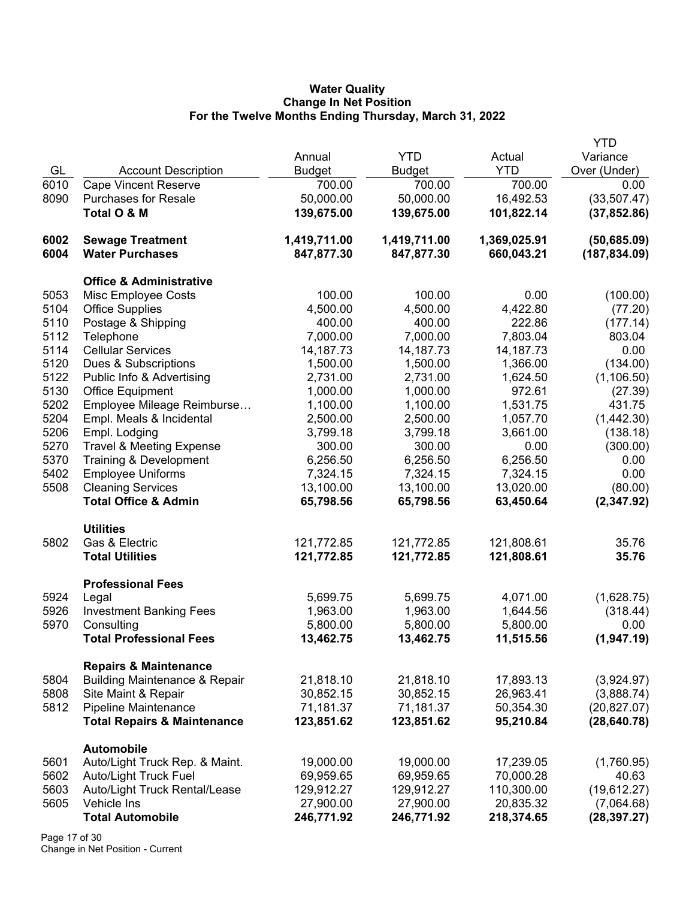**Water Quality**
**Change In Net Position**
**For the Twelve Months Ending Thursday, March 31, 2022**

| GL | Account Description | Annual Budget | YTD Budget | Actual YTD | YTD Variance Over (Under) |
|---|---|---|---|---|---|
| 6010 | Cape Vincent Reserve | 700.00 | 700.00 | 700.00 | 0.00 |
| 8090 | Purchases for Resale | 50,000.00 | 50,000.00 | 16,492.53 | (33,507.47) |
| | **Total O & M** | **139,675.00** | **139,675.00** | **101,822.14** | **(37,852.86)** |
| | | | | | |
| **6002** | **Sewage Treatment** | **1,419,711.00** | **1,419,711.00** | **1,369,025.91** | **(50,685.09)** |
| **6004** | **Water Purchases** | **847,877.30** | **847,877.30** | **660,043.21** | **(187,834.09)** |
| | | | | | |
| | **Office & Administrative** | | | | |
| 5053 | Misc Employee Costs | 100.00 | 100.00 | 0.00 | (100.00) |
| 5104 | Office Supplies | 4,500.00 | 4,500.00 | 4,422.80 | (77.20) |
| 5110 | Postage & Shipping | 400.00 | 400.00 | 222.86 | (177.14) |
| 5112 | Telephone | 7,000.00 | 7,000.00 | 7,803.04 | 803.04 |
| 5114 | Cellular Services | 14,187.73 | 14,187.73 | 14,187.73 | 0.00 |
| 5120 | Dues & Subscriptions | 1,500.00 | 1,500.00 | 1,366.00 | (134.00) |
| 5122 | Public Info & Advertising | 2,731.00 | 2,731.00 | 1,624.50 | (1,106.50) |
| 5130 | Office Equipment | 1,000.00 | 1,000.00 | 972.61 | (27.39) |
| 5202 | Employee Mileage Reimburse… | 1,100.00 | 1,100.00 | 1,531.75 | 431.75 |
| 5204 | Empl. Meals & Incidental | 2,500.00 | 2,500.00 | 1,057.70 | (1,442.30) |
| 5206 | Empl. Lodging | 3,799.18 | 3,799.18 | 3,661.00 | (138.18) |
| 5270 | Travel & Meeting Expense | 300.00 | 300.00 | 0.00 | (300.00) |
| 5370 | Training & Development | 6,256.50 | 6,256.50 | 6,256.50 | 0.00 |
| 5402 | Employee Uniforms | 7,324.15 | 7,324.15 | 7,324.15 | 0.00 |
| 5508 | Cleaning Services | 13,100.00 | 13,100.00 | 13,020.00 | (80.00) |
| | **Total Office & Admin** | **65,798.56** | **65,798.56** | **63,450.64** | **(2,347.92)** |
| | | | | | |
| | **Utilities** | | | | |
| 5802 | Gas & Electric | 121,772.85 | 121,772.85 | 121,808.61 | 35.76 |
| | **Total Utilities** | **121,772.85** | **121,772.85** | **121,808.61** | **35.76** |
| | | | | | |
| | **Professional Fees** | | | | |
| 5924 | Legal | 5,699.75 | 5,699.75 | 4,071.00 | (1,628.75) |
| 5926 | Investment Banking Fees | 1,963.00 | 1,963.00 | 1,644.56 | (318.44) |
| 5970 | Consulting | 5,800.00 | 5,800.00 | 5,800.00 | 0.00 |
| | **Total Professional Fees** | **13,462.75** | **13,462.75** | **11,515.56** | **(1,947.19)** |
| | | | | | |
| | **Repairs & Maintenance** | | | | |
| 5804 | Building Maintenance & Repair | 21,818.10 | 21,818.10 | 17,893.13 | (3,924.97) |
| 5808 | Site Maint & Repair | 30,852.15 | 30,852.15 | 26,963.41 | (3,888.74) |
| 5812 | Pipeline Maintenance | 71,181.37 | 71,181.37 | 50,354.30 | (20,827.07) |
| | **Total Repairs & Maintenance** | **123,851.62** | **123,851.62** | **95,210.84** | **(28,640.78)** |
| | | | | | |
| | **Automobile** | | | | |
| 5601 | Auto/Light Truck Rep. & Maint. | 19,000.00 | 19,000.00 | 17,239.05 | (1,760.95) |
| 5602 | Auto/Light Truck Fuel | 69,959.65 | 69,959.65 | 70,000.28 | 40.63 |
| 5603 | Auto/Light Truck Rental/Lease | 129,912.27 | 129,912.27 | 110,300.00 | (19,612.27) |
| 5605 | Vehicle Ins | 27,900.00 | 27,900.00 | 20,835.32 | (7,064.68) |
| | **Total Automobile** | **246,771.92** | **246,771.92** | **218,374.65** | **(28,397.27)** |

Change in Net Position - Current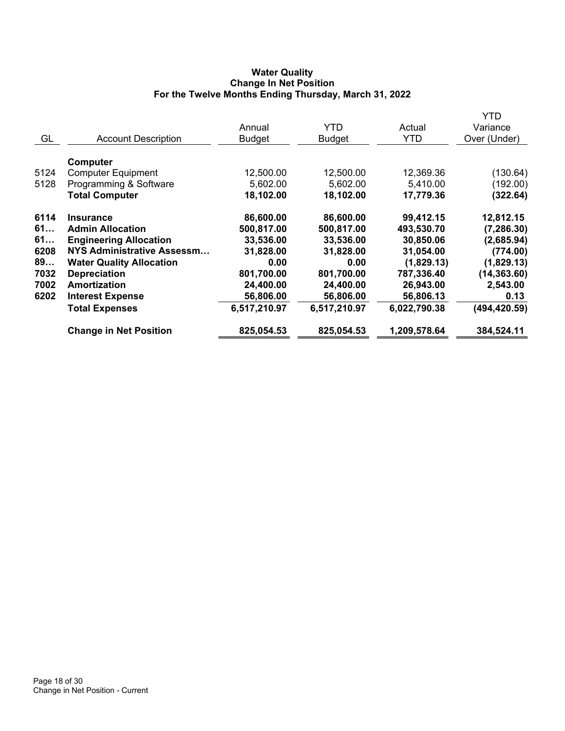# Water Quality
## Change In Net Position
### For the Twelve Months Ending Thursday, March 31, 2022

| GL | Account Description | Annual Budget | YTD Budget | Actual YTD | YTD Variance Over (Under) |
|---|---|---|---|---|---|
| | **Computer** | | | | |
| 5124 | Computer Equipment | 12,500.00 | 12,500.00 | 12,369.36 | (130.64) |
| 5128 | Programming & Software | 5,602.00 | 5,602.00 | 5,410.00 | (192.00) |
| | **Total Computer** | **18,102.00** | **18,102.00** | **17,779.36** | **(322.64)** |
| **6114** | **Insurance** | **86,600.00** | **86,600.00** | **99,412.15** | **12,812.15** |
| **61…** | **Admin Allocation** | **500,817.00** | **500,817.00** | **493,530.70** | **(7,286.30)** |
| **61…** | **Engineering Allocation** | **33,536.00** | **33,536.00** | **30,850.06** | **(2,685.94)** |
| **6208** | **NYS Administrative Assessm…** | **31,828.00** | **31,828.00** | **31,054.00** | **(774.00)** |
| **89…** | **Water Quality Allocation** | **0.00** | **0.00** | **(1,829.13)** | **(1,829.13)** |
| **7032** | **Depreciation** | **801,700.00** | **801,700.00** | **787,336.40** | **(14,363.60)** |
| **7002** | **Amortization** | **24,400.00** | **24,400.00** | **26,943.00** | **2,543.00** |
| **6202** | **Interest Expense** | **56,806.00** | **56,806.00** | **56,806.13** | **0.13** |
| | **Total Expenses** | **6,517,210.97** | **6,517,210.97** | **6,022,790.38** | **(494,420.59)** |
| | **Change in Net Position** | **825,054.53** | **825,054.53** | **1,209,578.64** | **384,524.11** |

Change in Net Position - Current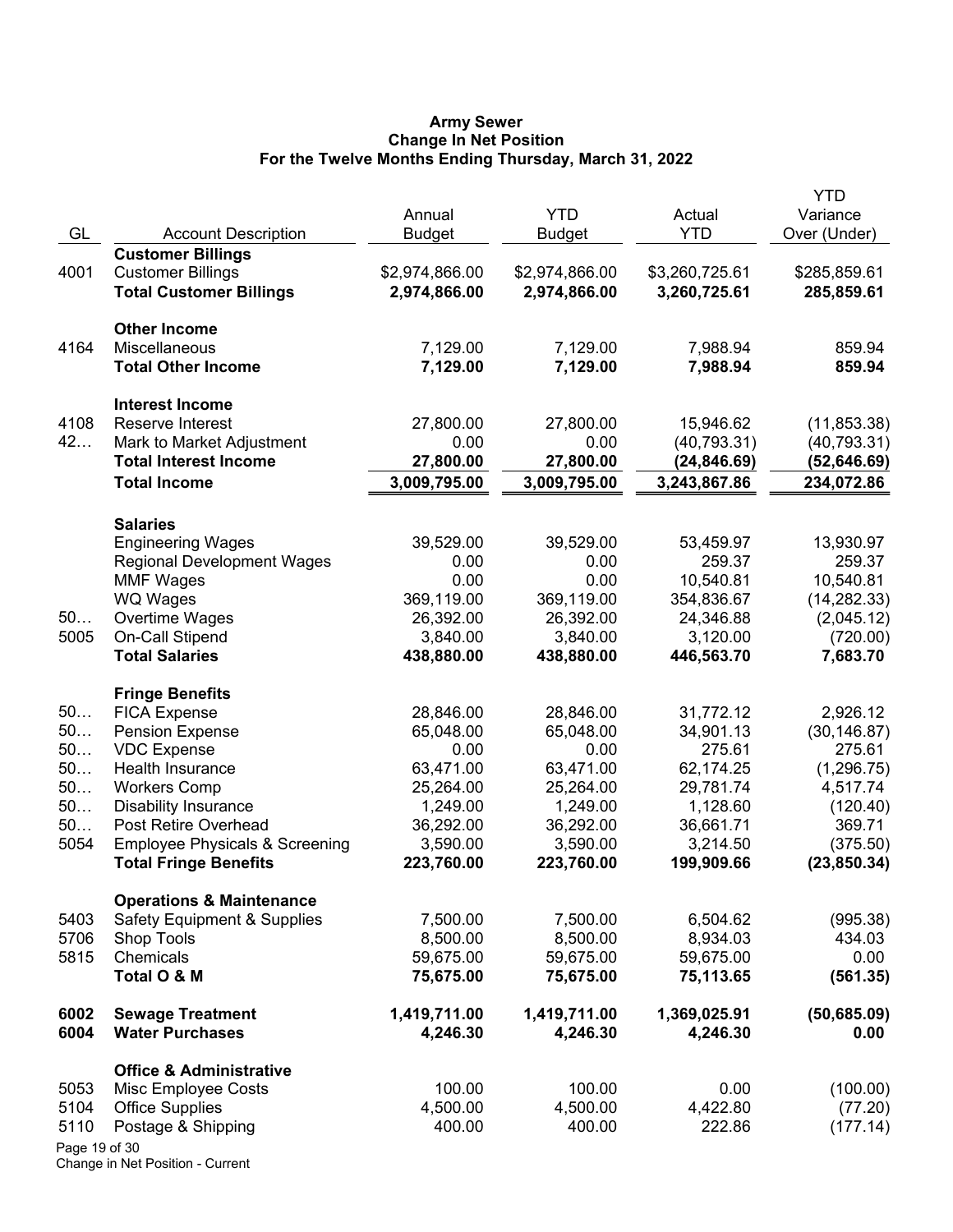# Army Sewer
## Change In Net Position
### For the Twelve Months Ending Thursday, March 31, 2022

| GL | Account Description | Annual Budget | YTD Budget | Actual YTD | YTD Variance Over (Under) |
|---|---|---|---|---|---|
| | **Customer Billings** | | | | |
| 4001 | Customer Billings | $2,974,866.00 | $2,974,866.00 | $3,260,725.61 | $285,859.61 |
| | **Total Customer Billings** | **2,974,866.00** | **2,974,866.00** | **3,260,725.61** | **285,859.61** |
| | **Other Income** | | | | |
| 4164 | Miscellaneous | 7,129.00 | 7,129.00 | 7,988.94 | 859.94 |
| | **Total Other Income** | **7,129.00** | **7,129.00** | **7,988.94** | **859.94** |
| | **Interest Income** | | | | |
| 4108 | Reserve Interest | 27,800.00 | 27,800.00 | 15,946.62 | (11,853.38) |
| 42… | Mark to Market Adjustment | 0.00 | 0.00 | (40,793.31) | (40,793.31) |
| | **Total Interest Income** | **27,800.00** | **27,800.00** | **(24,846.69)** | **(52,646.69)** |
| | **Total Income** | **3,009,795.00** | **3,009,795.00** | **3,243,867.86** | **234,072.86** |
| | **Salaries** | | | | |
| | Engineering Wages | 39,529.00 | 39,529.00 | 53,459.97 | 13,930.97 |
| | Regional Development Wages | 0.00 | 0.00 | 259.37 | 259.37 |
| | MMF Wages | 0.00 | 0.00 | 10,540.81 | 10,540.81 |
| | WQ Wages | 369,119.00 | 369,119.00 | 354,836.67 | (14,282.33) |
| 50… | Overtime Wages | 26,392.00 | 26,392.00 | 24,346.88 | (2,045.12) |
| 5005 | On-Call Stipend | 3,840.00 | 3,840.00 | 3,120.00 | (720.00) |
| | **Total Salaries** | **438,880.00** | **438,880.00** | **446,563.70** | **7,683.70** |
| | **Fringe Benefits** | | | | |
| 50… | FICA Expense | 28,846.00 | 28,846.00 | 31,772.12 | 2,926.12 |
| 50… | Pension Expense | 65,048.00 | 65,048.00 | 34,901.13 | (30,146.87) |
| 50… | VDC Expense | 0.00 | 0.00 | 275.61 | 275.61 |
| 50… | Health Insurance | 63,471.00 | 63,471.00 | 62,174.25 | (1,296.75) |
| 50… | Workers Comp | 25,264.00 | 25,264.00 | 29,781.74 | 4,517.74 |
| 50… | Disability Insurance | 1,249.00 | 1,249.00 | 1,128.60 | (120.40) |
| 50… | Post Retire Overhead | 36,292.00 | 36,292.00 | 36,661.71 | 369.71 |
| 5054 | Employee Physicals & Screening | 3,590.00 | 3,590.00 | 3,214.50 | (375.50) |
| | **Total Fringe Benefits** | **223,760.00** | **223,760.00** | **199,909.66** | **(23,850.34)** |
| | **Operations & Maintenance** | | | | |
| 5403 | Safety Equipment & Supplies | 7,500.00 | 7,500.00 | 6,504.62 | (995.38) |
| 5706 | Shop Tools | 8,500.00 | 8,500.00 | 8,934.03 | 434.03 |
| 5815 | Chemicals | 59,675.00 | 59,675.00 | 59,675.00 | 0.00 |
| | **Total O & M** | **75,675.00** | **75,675.00** | **75,113.65** | **(561.35)** |
| **6002** | **Sewage Treatment** | **1,419,711.00** | **1,419,711.00** | **1,369,025.91** | **(50,685.09)** |
| **6004** | **Water Purchases** | **4,246.30** | **4,246.30** | **4,246.30** | **0.00** |
| | **Office & Administrative** | | | | |
| 5053 | Misc Employee Costs | 100.00 | 100.00 | 0.00 | (100.00) |
| 5104 | Office Supplies | 4,500.00 | 4,500.00 | 4,422.80 | (77.20) |
| 5110 | Postage & Shipping | 400.00 | 400.00 | 222.86 | (177.14) |

Change in Net Position - Current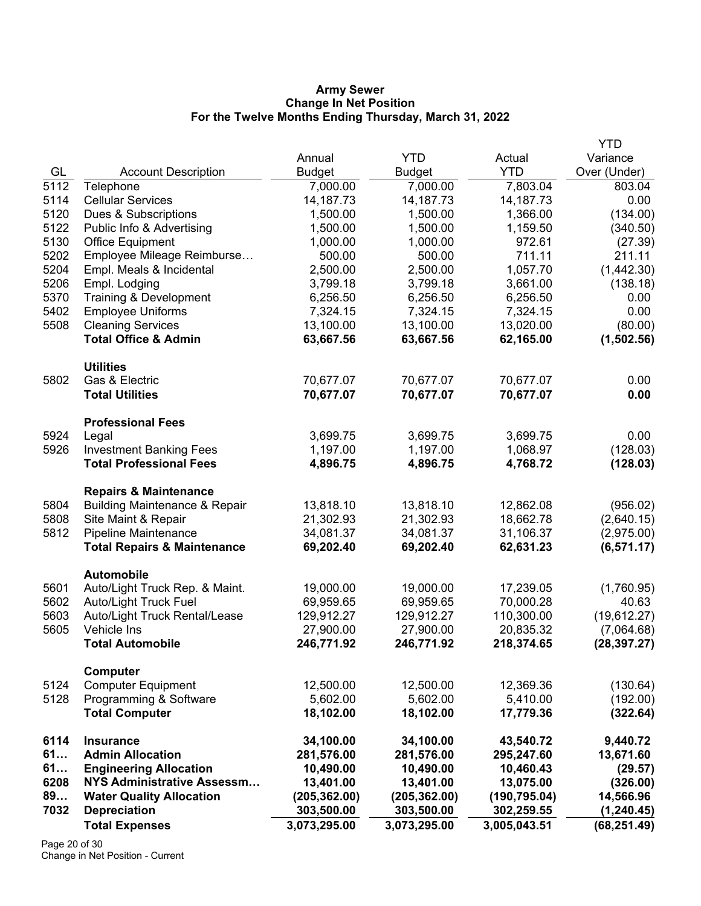**Army Sewer**
**Change In Net Position**
**For the Twelve Months Ending Thursday, March 31, 2022**

| GL | Account Description | Annual Budget | YTD Budget | Actual YTD | YTD Variance Over (Under) |
|---|---|---|---|---|---|
| 5112 | Telephone | 7,000.00 | 7,000.00 | 7,803.04 | 803.04 |
| 5114 | Cellular Services | 14,187.73 | 14,187.73 | 14,187.73 | 0.00 |
| 5120 | Dues & Subscriptions | 1,500.00 | 1,500.00 | 1,366.00 | (134.00) |
| 5122 | Public Info & Advertising | 1,500.00 | 1,500.00 | 1,159.50 | (340.50) |
| 5130 | Office Equipment | 1,000.00 | 1,000.00 | 972.61 | (27.39) |
| 5202 | Employee Mileage Reimburse… | 500.00 | 500.00 | 711.11 | 211.11 |
| 5204 | Empl. Meals & Incidental | 2,500.00 | 2,500.00 | 1,057.70 | (1,442.30) |
| 5206 | Empl. Lodging | 3,799.18 | 3,799.18 | 3,661.00 | (138.18) |
| 5370 | Training & Development | 6,256.50 | 6,256.50 | 6,256.50 | 0.00 |
| 5402 | Employee Uniforms | 7,324.15 | 7,324.15 | 7,324.15 | 0.00 |
| 5508 | Cleaning Services | 13,100.00 | 13,100.00 | 13,020.00 | (80.00) |
| | **Total Office & Admin** | **63,667.56** | **63,667.56** | **62,165.00** | **(1,502.56)** |
| | **Utilities** | | | | |
| 5802 | Gas & Electric | 70,677.07 | 70,677.07 | 70,677.07 | 0.00 |
| | **Total Utilities** | **70,677.07** | **70,677.07** | **70,677.07** | **0.00** |
| | **Professional Fees** | | | | |
| 5924 | Legal | 3,699.75 | 3,699.75 | 3,699.75 | 0.00 |
| 5926 | Investment Banking Fees | 1,197.00 | 1,197.00 | 1,068.97 | (128.03) |
| | **Total Professional Fees** | **4,896.75** | **4,896.75** | **4,768.72** | **(128.03)** |
| | **Repairs & Maintenance** | | | | |
| 5804 | Building Maintenance & Repair | 13,818.10 | 13,818.10 | 12,862.08 | (956.02) |
| 5808 | Site Maint & Repair | 21,302.93 | 21,302.93 | 18,662.78 | (2,640.15) |
| 5812 | Pipeline Maintenance | 34,081.37 | 34,081.37 | 31,106.37 | (2,975.00) |
| | **Total Repairs & Maintenance** | **69,202.40** | **69,202.40** | **62,631.23** | **(6,571.17)** |
| | **Automobile** | | | | |
| 5601 | Auto/Light Truck Rep. & Maint. | 19,000.00 | 19,000.00 | 17,239.05 | (1,760.95) |
| 5602 | Auto/Light Truck Fuel | 69,959.65 | 69,959.65 | 70,000.28 | 40.63 |
| 5603 | Auto/Light Truck Rental/Lease | 129,912.27 | 129,912.27 | 110,300.00 | (19,612.27) |
| 5605 | Vehicle Ins | 27,900.00 | 27,900.00 | 20,835.32 | (7,064.68) |
| | **Total Automobile** | **246,771.92** | **246,771.92** | **218,374.65** | **(28,397.27)** |
| | **Computer** | | | | |
| 5124 | Computer Equipment | 12,500.00 | 12,500.00 | 12,369.36 | (130.64) |
| 5128 | Programming & Software | 5,602.00 | 5,602.00 | 5,410.00 | (192.00) |
| | **Total Computer** | **18,102.00** | **18,102.00** | **17,779.36** | **(322.64)** |
| **6114** | **Insurance** | **34,100.00** | **34,100.00** | **43,540.72** | **9,440.72** |
| **61…** | **Admin Allocation** | **281,576.00** | **281,576.00** | **295,247.60** | **13,671.60** |
| **61…** | **Engineering Allocation** | **10,490.00** | **10,490.00** | **10,460.43** | **(29.57)** |
| **6208** | **NYS Administrative Assessm…** | **13,401.00** | **13,401.00** | **13,075.00** | **(326.00)** |
| **89…** | **Water Quality Allocation** | **(205,362.00)** | **(205,362.00)** | **(190,795.04)** | **14,566.96** |
| **7032** | **Depreciation** | **303,500.00** | **303,500.00** | **302,259.55** | **(1,240.45)** |
| | **Total Expenses** | **3,073,295.00** | **3,073,295.00** | **3,005,043.51** | **(68,251.49)** |

Change in Net Position - Current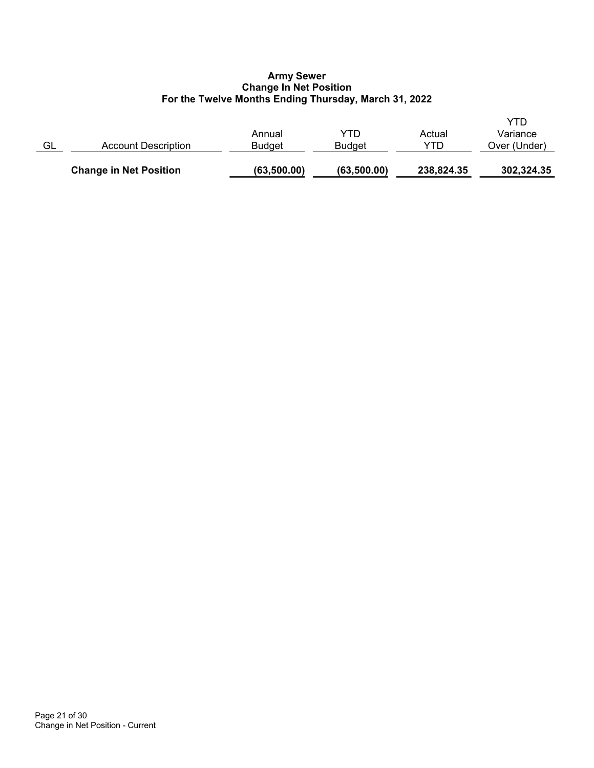# Army Sewer
## Change In Net Position
### For the Twelve Months Ending Thursday, March 31, 2022

| GL | Account Description | Annual Budget | YTD Budget | Actual YTD | YTD Variance Over (Under) |
|---|---|---|---|---|---|
| | **Change in Net Position** | **(63,500.00)** | **(63,500.00)** | **238,824.35** | **302,324.35** |

Change in Net Position - Current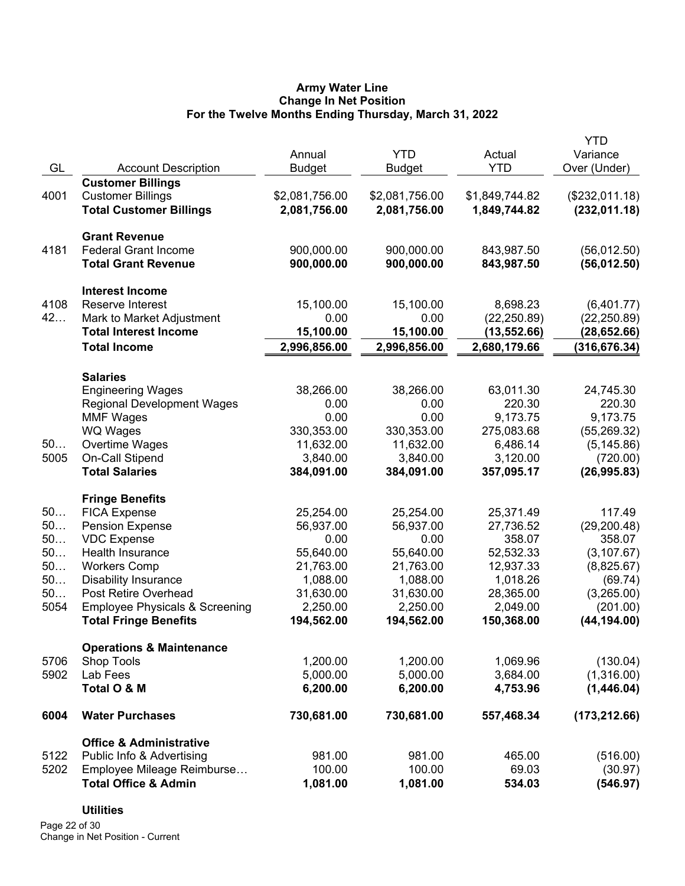# Army Water Line
## Change In Net Position
### For the Twelve Months Ending Thursday, March 31, 2022

| GL | Account Description | Annual Budget | YTD Budget | Actual YTD | YTD Variance Over (Under) |
|---|---|---|---|---|---|
| | **Customer Billings** | | | | |
| 4001 | Customer Billings | $2,081,756.00 | $2,081,756.00 | $1,849,744.82 | ($232,011.18) |
| | **Total Customer Billings** | **2,081,756.00** | **2,081,756.00** | **1,849,744.82** | **(232,011.18)** |
| | **Grant Revenue** | | | | |
| 4181 | Federal Grant Income | 900,000.00 | 900,000.00 | 843,987.50 | (56,012.50) |
| | **Total Grant Revenue** | **900,000.00** | **900,000.00** | **843,987.50** | **(56,012.50)** |
| | **Interest Income** | | | | |
| 4108 | Reserve Interest | 15,100.00 | 15,100.00 | 8,698.23 | (6,401.77) |
| 42… | Mark to Market Adjustment | 0.00 | 0.00 | (22,250.89) | (22,250.89) |
| | **Total Interest Income** | **15,100.00** | **15,100.00** | **(13,552.66)** | **(28,652.66)** |
| | **Total Income** | **2,996,856.00** | **2,996,856.00** | **2,680,179.66** | **(316,676.34)** |
| | **Salaries** | | | | |
| | Engineering Wages | 38,266.00 | 38,266.00 | 63,011.30 | 24,745.30 |
| | Regional Development Wages | 0.00 | 0.00 | 220.30 | 220.30 |
| | MMF Wages | 0.00 | 0.00 | 9,173.75 | 9,173.75 |
| | WQ Wages | 330,353.00 | 330,353.00 | 275,083.68 | (55,269.32) |
| 50… | Overtime Wages | 11,632.00 | 11,632.00 | 6,486.14 | (5,145.86) |
| 5005 | On-Call Stipend | 3,840.00 | 3,840.00 | 3,120.00 | (720.00) |
| | **Total Salaries** | **384,091.00** | **384,091.00** | **357,095.17** | **(26,995.83)** |
| | **Fringe Benefits** | | | | |
| 50… | FICA Expense | 25,254.00 | 25,254.00 | 25,371.49 | 117.49 |
| 50… | Pension Expense | 56,937.00 | 56,937.00 | 27,736.52 | (29,200.48) |
| 50… | VDC Expense | 0.00 | 0.00 | 358.07 | 358.07 |
| 50… | Health Insurance | 55,640.00 | 55,640.00 | 52,532.33 | (3,107.67) |
| 50… | Workers Comp | 21,763.00 | 21,763.00 | 12,937.33 | (8,825.67) |
| 50… | Disability Insurance | 1,088.00 | 1,088.00 | 1,018.26 | (69.74) |
| 50… | Post Retire Overhead | 31,630.00 | 31,630.00 | 28,365.00 | (3,265.00) |
| 5054 | Employee Physicals & Screening | 2,250.00 | 2,250.00 | 2,049.00 | (201.00) |
| | **Total Fringe Benefits** | **194,562.00** | **194,562.00** | **150,368.00** | **(44,194.00)** |
| | **Operations & Maintenance** | | | | |
| 5706 | Shop Tools | 1,200.00 | 1,200.00 | 1,069.96 | (130.04) |
| 5902 | Lab Fees | 5,000.00 | 5,000.00 | 3,684.00 | (1,316.00) |
| | **Total O & M** | **6,200.00** | **6,200.00** | **4,753.96** | **(1,446.04)** |
| **6004** | **Water Purchases** | **730,681.00** | **730,681.00** | **557,468.34** | **(173,212.66)** |
| | **Office & Administrative** | | | | |
| 5122 | Public Info & Advertising | 981.00 | 981.00 | 465.00 | (516.00) |
| 5202 | Employee Mileage Reimburse… | 100.00 | 100.00 | 69.03 | (30.97) |
| | **Total Office & Admin** | **1,081.00** | **1,081.00** | **534.03** | **(546.97)** |
| | **Utilities** | | | | |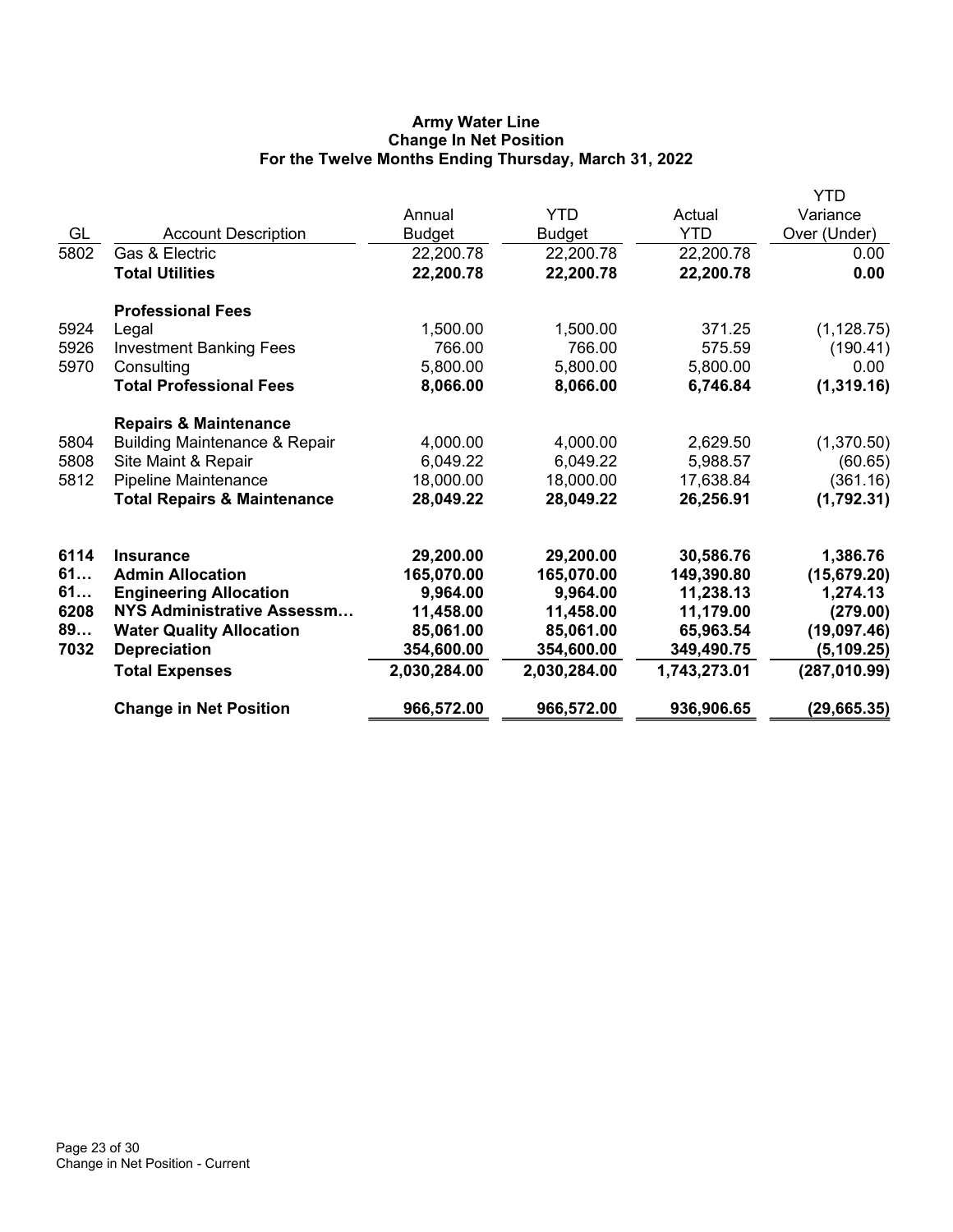# Army Water Line
## Change In Net Position
### For the Twelve Months Ending Thursday, March 31, 2022

| GL | Account Description | Annual Budget | YTD Budget | Actual YTD | YTD Variance Over (Under) |
|---|---|---|---|---|---|
| 5802 | Gas & Electric | 22,200.78 | 22,200.78 | 22,200.78 | 0.00 |
| | **Total Utilities** | **22,200.78** | **22,200.78** | **22,200.78** | **0.00** |
| | **Professional Fees** | | | | |
| 5924 | Legal | 1,500.00 | 1,500.00 | 371.25 | (1,128.75) |
| 5926 | Investment Banking Fees | 766.00 | 766.00 | 575.59 | (190.41) |
| 5970 | Consulting | 5,800.00 | 5,800.00 | 5,800.00 | 0.00 |
| | **Total Professional Fees** | **8,066.00** | **8,066.00** | **6,746.84** | **(1,319.16)** |
| | **Repairs & Maintenance** | | | | |
| 5804 | Building Maintenance & Repair | 4,000.00 | 4,000.00 | 2,629.50 | (1,370.50) |
| 5808 | Site Maint & Repair | 6,049.22 | 6,049.22 | 5,988.57 | (60.65) |
| 5812 | Pipeline Maintenance | 18,000.00 | 18,000.00 | 17,638.84 | (361.16) |
| | **Total Repairs & Maintenance** | **28,049.22** | **28,049.22** | **26,256.91** | **(1,792.31)** |
| **6114** | **Insurance** | **29,200.00** | **29,200.00** | **30,586.76** | **1,386.76** |
| **61…** | **Admin Allocation** | **165,070.00** | **165,070.00** | **149,390.80** | **(15,679.20)** |
| **61…** | **Engineering Allocation** | **9,964.00** | **9,964.00** | **11,238.13** | **1,274.13** |
| **6208** | **NYS Administrative Assessm…** | **11,458.00** | **11,458.00** | **11,179.00** | **(279.00)** |
| **89…** | **Water Quality Allocation** | **85,061.00** | **85,061.00** | **65,963.54** | **(19,097.46)** |
| **7032** | **Depreciation** | **354,600.00** | **354,600.00** | **349,490.75** | **(5,109.25)** |
| | **Total Expenses** | **2,030,284.00** | **2,030,284.00** | **1,743,273.01** | **(287,010.99)** |
| | **Change in Net Position** | **966,572.00** | **966,572.00** | **936,906.65** | **(29,665.35)** |

Change in Net Position - Current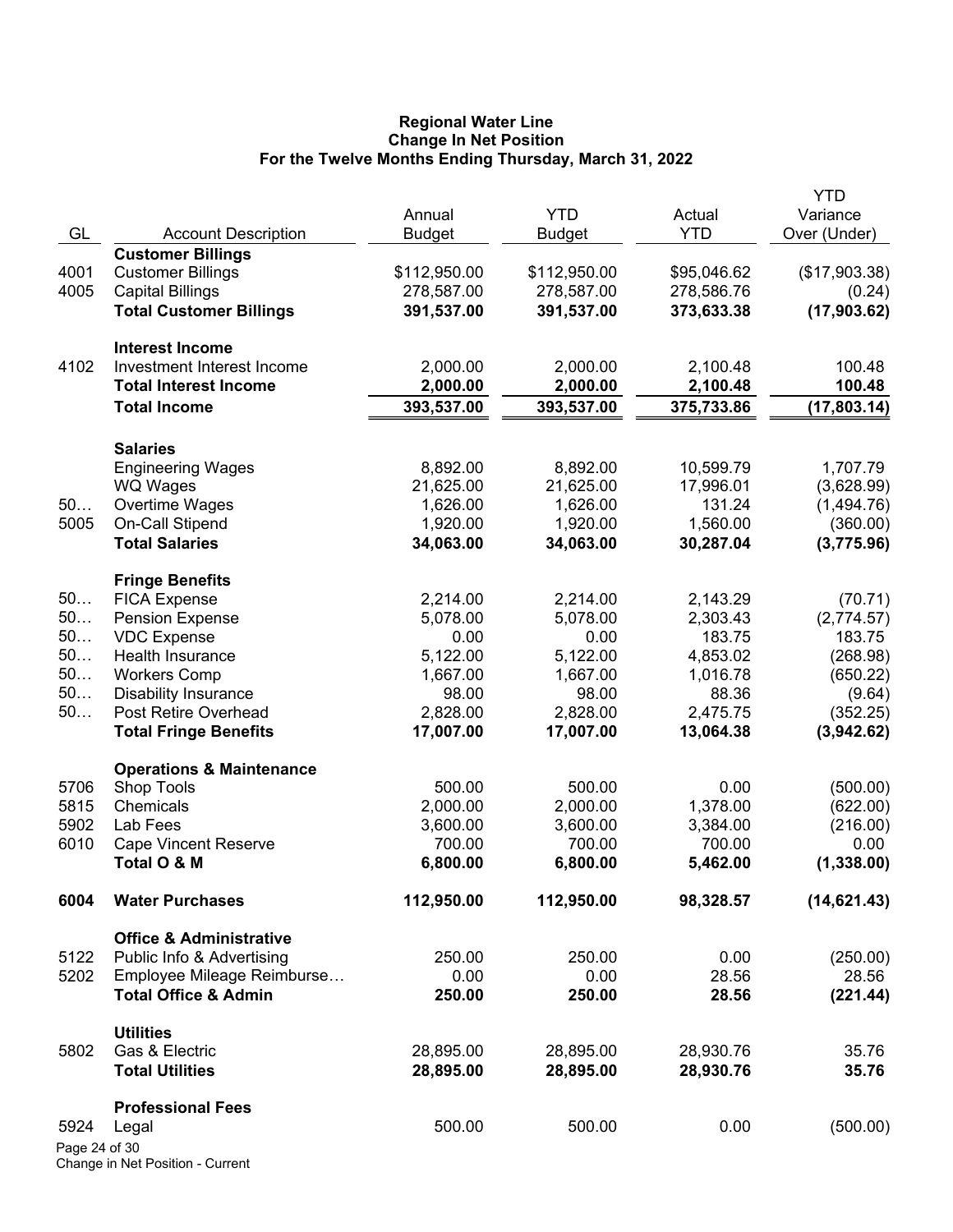# Regional Water Line
## Change In Net Position
### For the Twelve Months Ending Thursday, March 31, 2022

| GL | Account Description | Annual Budget | YTD Budget | Actual YTD | YTD Variance Over (Under) |
|---|---|---|---|---|---|
| | **Customer Billings** | | | | |
| 4001 | Customer Billings | $112,950.00 | $112,950.00 | $95,046.62 | ($17,903.38) |
| 4005 | Capital Billings | 278,587.00 | 278,587.00 | 278,586.76 | (0.24) |
| | **Total Customer Billings** | **391,537.00** | **391,537.00** | **373,633.38** | **(17,903.62)** |
| | **Interest Income** | | | | |
| 4102 | Investment Interest Income | 2,000.00 | 2,000.00 | 2,100.48 | 100.48 |
| | **Total Interest Income** | **2,000.00** | **2,000.00** | **2,100.48** | **100.48** |
| | **Total Income** | **393,537.00** | **393,537.00** | **375,733.86** | **(17,803.14)** |
| | **Salaries** | | | | |
| | Engineering Wages | 8,892.00 | 8,892.00 | 10,599.79 | 1,707.79 |
| | WQ Wages | 21,625.00 | 21,625.00 | 17,996.01 | (3,628.99) |
| 50… | Overtime Wages | 1,626.00 | 1,626.00 | 131.24 | (1,494.76) |
| 5005 | On-Call Stipend | 1,920.00 | 1,920.00 | 1,560.00 | (360.00) |
| | **Total Salaries** | **34,063.00** | **34,063.00** | **30,287.04** | **(3,775.96)** |
| | **Fringe Benefits** | | | | |
| 50… | FICA Expense | 2,214.00 | 2,214.00 | 2,143.29 | (70.71) |
| 50… | Pension Expense | 5,078.00 | 5,078.00 | 2,303.43 | (2,774.57) |
| 50… | VDC Expense | 0.00 | 0.00 | 183.75 | 183.75 |
| 50… | Health Insurance | 5,122.00 | 5,122.00 | 4,853.02 | (268.98) |
| 50… | Workers Comp | 1,667.00 | 1,667.00 | 1,016.78 | (650.22) |
| 50… | Disability Insurance | 98.00 | 98.00 | 88.36 | (9.64) |
| 50… | Post Retire Overhead | 2,828.00 | 2,828.00 | 2,475.75 | (352.25) |
| | **Total Fringe Benefits** | **17,007.00** | **17,007.00** | **13,064.38** | **(3,942.62)** |
| | **Operations & Maintenance** | | | | |
| 5706 | Shop Tools | 500.00 | 500.00 | 0.00 | (500.00) |
| 5815 | Chemicals | 2,000.00 | 2,000.00 | 1,378.00 | (622.00) |
| 5902 | Lab Fees | 3,600.00 | 3,600.00 | 3,384.00 | (216.00) |
| 6010 | Cape Vincent Reserve | 700.00 | 700.00 | 700.00 | 0.00 |
| | **Total O & M** | **6,800.00** | **6,800.00** | **5,462.00** | **(1,338.00)** |
| **6004** | **Water Purchases** | **112,950.00** | **112,950.00** | **98,328.57** | **(14,621.43)** |
| | **Office & Administrative** | | | | |
| 5122 | Public Info & Advertising | 250.00 | 250.00 | 0.00 | (250.00) |
| 5202 | Employee Mileage Reimburse… | 0.00 | 0.00 | 28.56 | 28.56 |
| | **Total Office & Admin** | **250.00** | **250.00** | **28.56** | **(221.44)** |
| | **Utilities** | | | | |
| 5802 | Gas & Electric | 28,895.00 | 28,895.00 | 28,930.76 | 35.76 |
| | **Total Utilities** | **28,895.00** | **28,895.00** | **28,930.76** | **35.76** |
| | **Professional Fees** | | | | |
| 5924 | Legal | 500.00 | 500.00 | 0.00 | (500.00) |

Change in Net Position - Current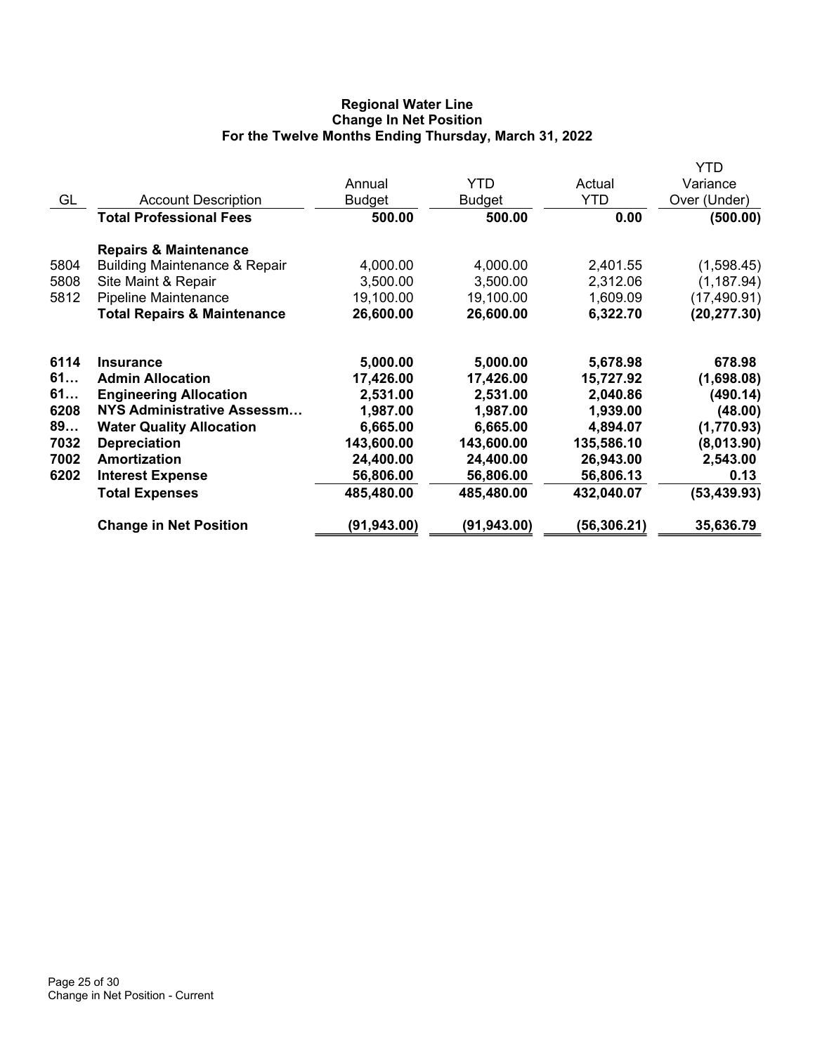**Regional Water Line**
**Change In Net Position**
**For the Twelve Months Ending Thursday, March 31, 2022**

| GL | Account Description | Annual Budget | YTD Budget | Actual YTD | YTD Variance Over (Under) |
|---|---|---|---|---|---|
| | **Total Professional Fees** | **500.00** | **500.00** | **0.00** | **(500.00)** |
| | **Repairs & Maintenance** | | | | |
| 5804 | Building Maintenance & Repair | 4,000.00 | 4,000.00 | 2,401.55 | (1,598.45) |
| 5808 | Site Maint & Repair | 3,500.00 | 3,500.00 | 2,312.06 | (1,187.94) |
| 5812 | Pipeline Maintenance | 19,100.00 | 19,100.00 | 1,609.09 | (17,490.91) |
| | **Total Repairs & Maintenance** | **26,600.00** | **26,600.00** | **6,322.70** | **(20,277.30)** |
| **6114** | **Insurance** | **5,000.00** | **5,000.00** | **5,678.98** | **678.98** |
| **61…** | **Admin Allocation** | **17,426.00** | **17,426.00** | **15,727.92** | **(1,698.08)** |
| **61…** | **Engineering Allocation** | **2,531.00** | **2,531.00** | **2,040.86** | **(490.14)** |
| **6208** | **NYS Administrative Assessm…** | **1,987.00** | **1,987.00** | **1,939.00** | **(48.00)** |
| **89…** | **Water Quality Allocation** | **6,665.00** | **6,665.00** | **4,894.07** | **(1,770.93)** |
| **7032** | **Depreciation** | **143,600.00** | **143,600.00** | **135,586.10** | **(8,013.90)** |
| **7002** | **Amortization** | **24,400.00** | **24,400.00** | **26,943.00** | **2,543.00** |
| **6202** | **Interest Expense** | **56,806.00** | **56,806.00** | **56,806.13** | **0.13** |
| | **Total Expenses** | **485,480.00** | **485,480.00** | **432,040.07** | **(53,439.93)** |
| | **Change in Net Position** | **(91,943.00)** | **(91,943.00)** | **(56,306.21)** | **35,636.79** |

Change in Net Position - Current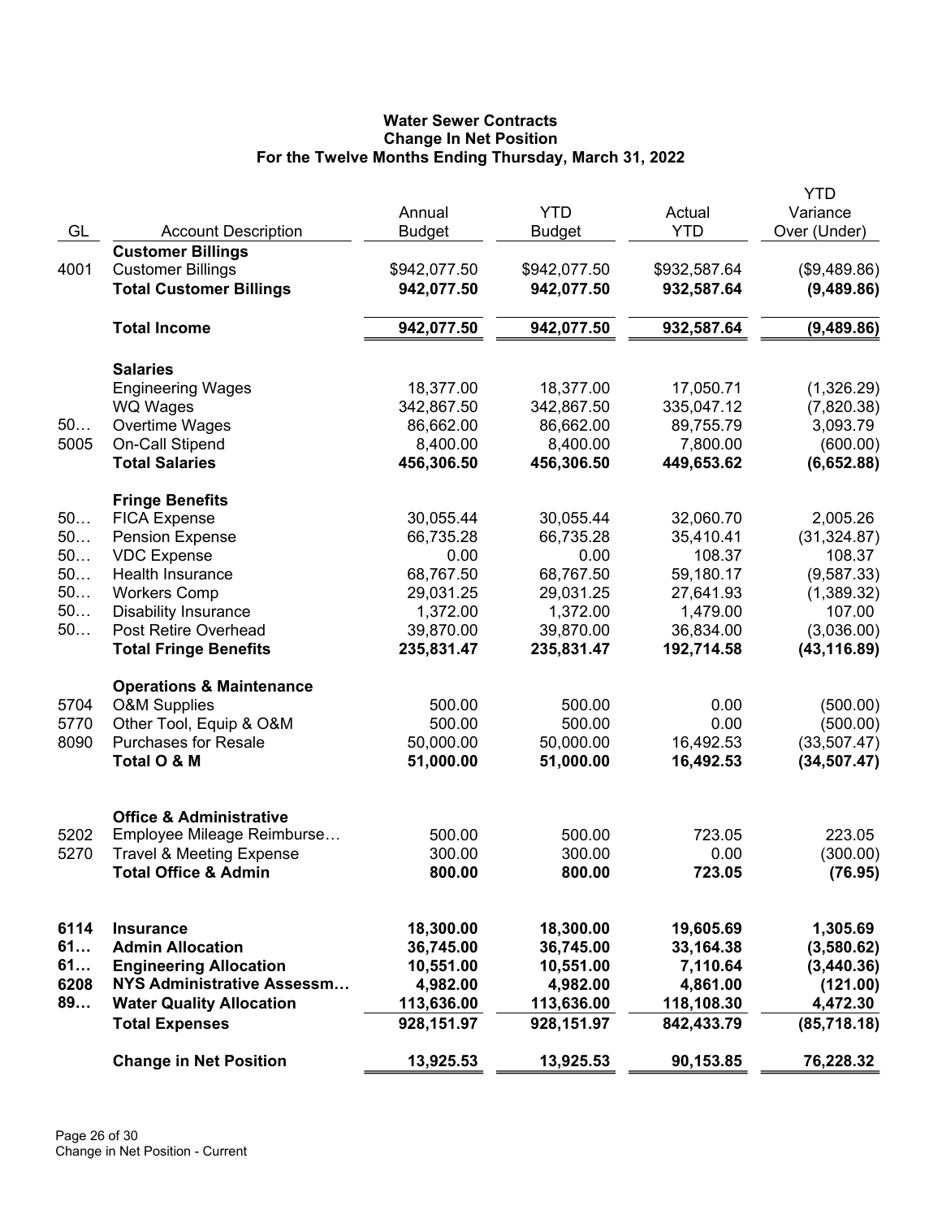# Water Sewer Contracts
## Change In Net Position
### For the Twelve Months Ending Thursday, March 31, 2022

| GL | Account Description | Annual Budget | YTD Budget | Actual YTD | YTD Variance Over (Under) |
|---|---|---|---|---|---|
| | **Customer Billings** | | | | |
| 4001 | Customer Billings | $942,077.50 | $942,077.50 | $932,587.64 | ($9,489.86) |
| | **Total Customer Billings** | **942,077.50** | **942,077.50** | **932,587.64** | **(9,489.86)** |
| | **Total Income** | **942,077.50** | **942,077.50** | **932,587.64** | **(9,489.86)** |
| | **Salaries** | | | | |
| | Engineering Wages | 18,377.00 | 18,377.00 | 17,050.71 | (1,326.29) |
| | WQ Wages | 342,867.50 | 342,867.50 | 335,047.12 | (7,820.38) |
| 50… | Overtime Wages | 86,662.00 | 86,662.00 | 89,755.79 | 3,093.79 |
| 5005 | On-Call Stipend | 8,400.00 | 8,400.00 | 7,800.00 | (600.00) |
| | **Total Salaries** | **456,306.50** | **456,306.50** | **449,653.62** | **(6,652.88)** |
| | **Fringe Benefits** | | | | |
| 50… | FICA Expense | 30,055.44 | 30,055.44 | 32,060.70 | 2,005.26 |
| 50… | Pension Expense | 66,735.28 | 66,735.28 | 35,410.41 | (31,324.87) |
| 50… | VDC Expense | 0.00 | 0.00 | 108.37 | 108.37 |
| 50… | Health Insurance | 68,767.50 | 68,767.50 | 59,180.17 | (9,587.33) |
| 50… | Workers Comp | 29,031.25 | 29,031.25 | 27,641.93 | (1,389.32) |
| 50… | Disability Insurance | 1,372.00 | 1,372.00 | 1,479.00 | 107.00 |
| 50… | Post Retire Overhead | 39,870.00 | 39,870.00 | 36,834.00 | (3,036.00) |
| | **Total Fringe Benefits** | **235,831.47** | **235,831.47** | **192,714.58** | **(43,116.89)** |
| | **Operations & Maintenance** | | | | |
| 5704 | O&M Supplies | 500.00 | 500.00 | 0.00 | (500.00) |
| 5770 | Other Tool, Equip & O&M | 500.00 | 500.00 | 0.00 | (500.00) |
| 8090 | Purchases for Resale | 50,000.00 | 50,000.00 | 16,492.53 | (33,507.47) |
| | **Total O & M** | **51,000.00** | **51,000.00** | **16,492.53** | **(34,507.47)** |
| | **Office & Administrative** | | | | |
| 5202 | Employee Mileage Reimburse… | 500.00 | 500.00 | 723.05 | 223.05 |
| 5270 | Travel & Meeting Expense | 300.00 | 300.00 | 0.00 | (300.00) |
| | **Total Office & Admin** | **800.00** | **800.00** | **723.05** | **(76.95)** |
| **6114** | **Insurance** | **18,300.00** | **18,300.00** | **19,605.69** | **1,305.69** |
| **61…** | **Admin Allocation** | **36,745.00** | **36,745.00** | **33,164.38** | **(3,580.62)** |
| **61…** | **Engineering Allocation** | **10,551.00** | **10,551.00** | **7,110.64** | **(3,440.36)** |
| **6208** | **NYS Administrative Assessm…** | **4,982.00** | **4,982.00** | **4,861.00** | **(121.00)** |
| **89…** | **Water Quality Allocation** | **113,636.00** | **113,636.00** | **118,108.30** | **4,472.30** |
| | **Total Expenses** | **928,151.97** | **928,151.97** | **842,433.79** | **(85,718.18)** |
| | **Change in Net Position** | **13,925.53** | **13,925.53** | **90,153.85** | **76,228.32** |

Change in Net Position - Current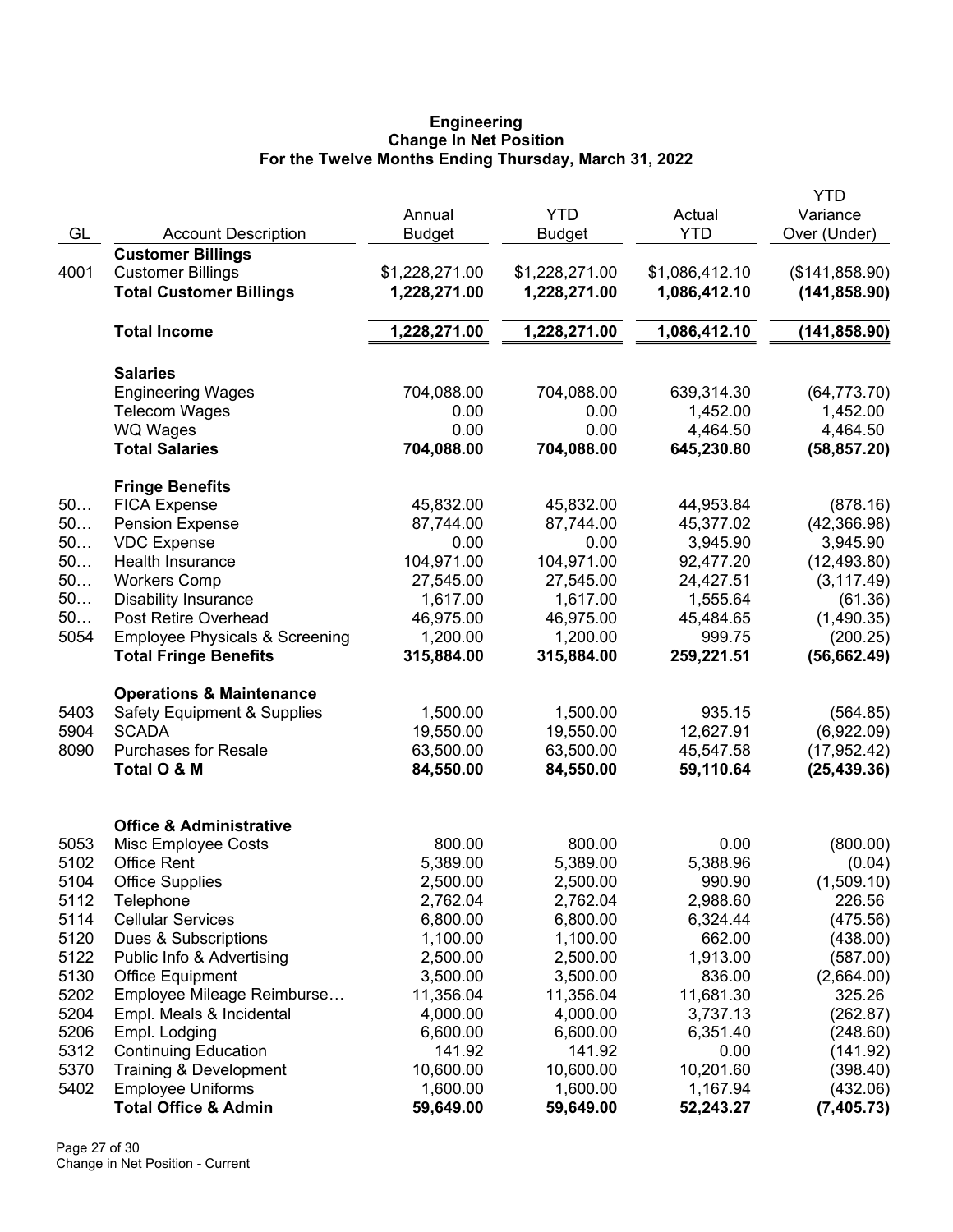**Engineering**
**Change In Net Position**
**For the Twelve Months Ending Thursday, March 31, 2022**

| GL | Account Description | Annual Budget | YTD Budget | Actual YTD | YTD Variance Over (Under) |
|---|---|---|---|---|---|
| | **Customer Billings** | | | | |
| 4001 | Customer Billings | $1,228,271.00 | $1,228,271.00 | $1,086,412.10 | ($141,858.90) |
| | **Total Customer Billings** | **1,228,271.00** | **1,228,271.00** | **1,086,412.10** | **(141,858.90)** |
| | **Total Income** | **1,228,271.00** | **1,228,271.00** | **1,086,412.10** | **(141,858.90)** |
| | **Salaries** | | | | |
| | Engineering Wages | 704,088.00 | 704,088.00 | 639,314.30 | (64,773.70) |
| | Telecom Wages | 0.00 | 0.00 | 1,452.00 | 1,452.00 |
| | WQ Wages | 0.00 | 0.00 | 4,464.50 | 4,464.50 |
| | **Total Salaries** | **704,088.00** | **704,088.00** | **645,230.80** | **(58,857.20)** |
| | **Fringe Benefits** | | | | |
| 50… | FICA Expense | 45,832.00 | 45,832.00 | 44,953.84 | (878.16) |
| 50… | Pension Expense | 87,744.00 | 87,744.00 | 45,377.02 | (42,366.98) |
| 50… | VDC Expense | 0.00 | 0.00 | 3,945.90 | 3,945.90 |
| 50… | Health Insurance | 104,971.00 | 104,971.00 | 92,477.20 | (12,493.80) |
| 50… | Workers Comp | 27,545.00 | 27,545.00 | 24,427.51 | (3,117.49) |
| 50… | Disability Insurance | 1,617.00 | 1,617.00 | 1,555.64 | (61.36) |
| 50… | Post Retire Overhead | 46,975.00 | 46,975.00 | 45,484.65 | (1,490.35) |
| 5054 | Employee Physicals & Screening | 1,200.00 | 1,200.00 | 999.75 | (200.25) |
| | **Total Fringe Benefits** | **315,884.00** | **315,884.00** | **259,221.51** | **(56,662.49)** |
| | **Operations & Maintenance** | | | | |
| 5403 | Safety Equipment & Supplies | 1,500.00 | 1,500.00 | 935.15 | (564.85) |
| 5904 | SCADA | 19,550.00 | 19,550.00 | 12,627.91 | (6,922.09) |
| 8090 | Purchases for Resale | 63,500.00 | 63,500.00 | 45,547.58 | (17,952.42) |
| | **Total O & M** | **84,550.00** | **84,550.00** | **59,110.64** | **(25,439.36)** |
| | **Office & Administrative** | | | | |
| 5053 | Misc Employee Costs | 800.00 | 800.00 | 0.00 | (800.00) |
| 5102 | Office Rent | 5,389.00 | 5,389.00 | 5,388.96 | (0.04) |
| 5104 | Office Supplies | 2,500.00 | 2,500.00 | 990.90 | (1,509.10) |
| 5112 | Telephone | 2,762.04 | 2,762.04 | 2,988.60 | 226.56 |
| 5114 | Cellular Services | 6,800.00 | 6,800.00 | 6,324.44 | (475.56) |
| 5120 | Dues & Subscriptions | 1,100.00 | 1,100.00 | 662.00 | (438.00) |
| 5122 | Public Info & Advertising | 2,500.00 | 2,500.00 | 1,913.00 | (587.00) |
| 5130 | Office Equipment | 3,500.00 | 3,500.00 | 836.00 | (2,664.00) |
| 5202 | Employee Mileage Reimburse… | 11,356.04 | 11,356.04 | 11,681.30 | 325.26 |
| 5204 | Empl. Meals & Incidental | 4,000.00 | 4,000.00 | 3,737.13 | (262.87) |
| 5206 | Empl. Lodging | 6,600.00 | 6,600.00 | 6,351.40 | (248.60) |
| 5312 | Continuing Education | 141.92 | 141.92 | 0.00 | (141.92) |
| 5370 | Training & Development | 10,600.00 | 10,600.00 | 10,201.60 | (398.40) |
| 5402 | Employee Uniforms | 1,600.00 | 1,600.00 | 1,167.94 | (432.06) |
| | **Total Office & Admin** | **59,649.00** | **59,649.00** | **52,243.27** | **(7,405.73)** |

Change in Net Position - Current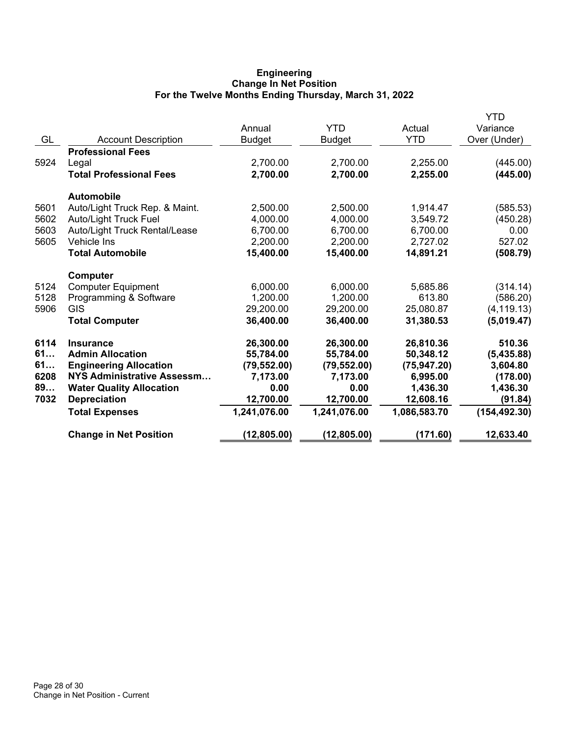# Engineering
## Change In Net Position
### For the Twelve Months Ending Thursday, March 31, 2022

| GL | Account Description | Annual Budget | YTD Budget | Actual YTD | YTD Variance Over (Under) |
|---|---|---|---|---|---|
| | **Professional Fees** | | | | |
| 5924 | Legal | 2,700.00 | 2,700.00 | 2,255.00 | (445.00) |
| | **Total Professional Fees** | **2,700.00** | **2,700.00** | **2,255.00** | **(445.00)** |
| | **Automobile** | | | | |
| 5601 | Auto/Light Truck Rep. & Maint. | 2,500.00 | 2,500.00 | 1,914.47 | (585.53) |
| 5602 | Auto/Light Truck Fuel | 4,000.00 | 4,000.00 | 3,549.72 | (450.28) |
| 5603 | Auto/Light Truck Rental/Lease | 6,700.00 | 6,700.00 | 6,700.00 | 0.00 |
| 5605 | Vehicle Ins | 2,200.00 | 2,200.00 | 2,727.02 | 527.02 |
| | **Total Automobile** | **15,400.00** | **15,400.00** | **14,891.21** | **(508.79)** |
| | **Computer** | | | | |
| 5124 | Computer Equipment | 6,000.00 | 6,000.00 | 5,685.86 | (314.14) |
| 5128 | Programming & Software | 1,200.00 | 1,200.00 | 613.80 | (586.20) |
| 5906 | GIS | 29,200.00 | 29,200.00 | 25,080.87 | (4,119.13) |
| | **Total Computer** | **36,400.00** | **36,400.00** | **31,380.53** | **(5,019.47)** |
| **6114** | **Insurance** | **26,300.00** | **26,300.00** | **26,810.36** | **510.36** |
| **61…** | **Admin Allocation** | **55,784.00** | **55,784.00** | **50,348.12** | **(5,435.88)** |
| **61…** | **Engineering Allocation** | **(79,552.00)** | **(79,552.00)** | **(75,947.20)** | **3,604.80** |
| **6208** | **NYS Administrative Assessm…** | **7,173.00** | **7,173.00** | **6,995.00** | **(178.00)** |
| **89…** | **Water Quality Allocation** | **0.00** | **0.00** | **1,436.30** | **1,436.30** |
| **7032** | **Depreciation** | **12,700.00** | **12,700.00** | **12,608.16** | **(91.84)** |
| | **Total Expenses** | **1,241,076.00** | **1,241,076.00** | **1,086,583.70** | **(154,492.30)** |
| | **Change in Net Position** | **(12,805.00)** | **(12,805.00)** | **(171.60)** | **12,633.40** |

Change in Net Position - Current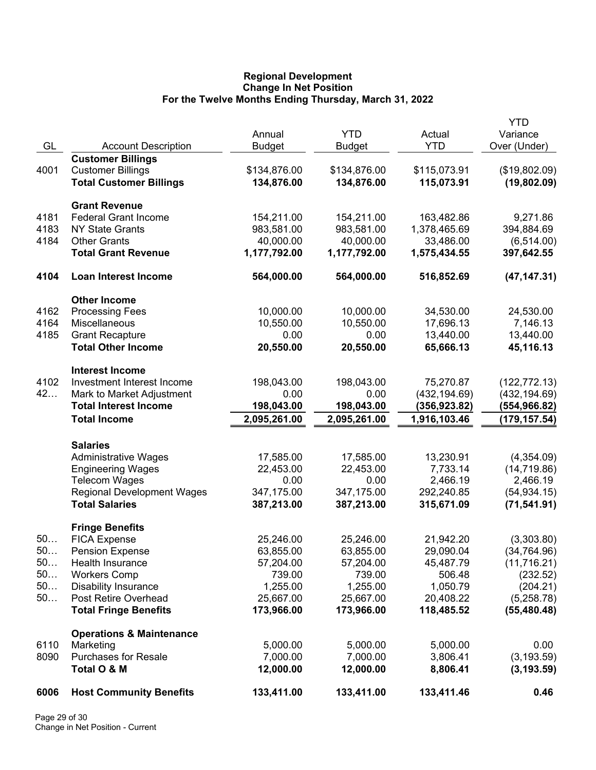**Regional Development**
**Change In Net Position**
**For the Twelve Months Ending Thursday, March 31, 2022**

| GL | Account Description | Annual Budget | YTD Budget | Actual YTD | YTD Variance Over (Under) |
|---|---|---|---|---|---|
| | **Customer Billings** | | | | |
| 4001 | Customer Billings | $134,876.00 | $134,876.00 | $115,073.91 | ($19,802.09) |
| | **Total Customer Billings** | **134,876.00** | **134,876.00** | **115,073.91** | **(19,802.09)** |
| | **Grant Revenue** | | | | |
| 4181 | Federal Grant Income | 154,211.00 | 154,211.00 | 163,482.86 | 9,271.86 |
| 4183 | NY State Grants | 983,581.00 | 983,581.00 | 1,378,465.69 | 394,884.69 |
| 4184 | Other Grants | 40,000.00 | 40,000.00 | 33,486.00 | (6,514.00) |
| | **Total Grant Revenue** | **1,177,792.00** | **1,177,792.00** | **1,575,434.55** | **397,642.55** |
| **4104** | **Loan Interest Income** | **564,000.00** | **564,000.00** | **516,852.69** | **(47,147.31)** |
| | **Other Income** | | | | |
| 4162 | Processing Fees | 10,000.00 | 10,000.00 | 34,530.00 | 24,530.00 |
| 4164 | Miscellaneous | 10,550.00 | 10,550.00 | 17,696.13 | 7,146.13 |
| 4185 | Grant Recapture | 0.00 | 0.00 | 13,440.00 | 13,440.00 |
| | **Total Other Income** | **20,550.00** | **20,550.00** | **65,666.13** | **45,116.13** |
| | **Interest Income** | | | | |
| 4102 | Investment Interest Income | 198,043.00 | 198,043.00 | 75,270.87 | (122,772.13) |
| 42… | Mark to Market Adjustment | 0.00 | 0.00 | (432,194.69) | (432,194.69) |
| | **Total Interest Income** | **198,043.00** | **198,043.00** | **(356,923.82)** | **(554,966.82)** |
| | **Total Income** | **2,095,261.00** | **2,095,261.00** | **1,916,103.46** | **(179,157.54)** |
| | **Salaries** | | | | |
| | Administrative Wages | 17,585.00 | 17,585.00 | 13,230.91 | (4,354.09) |
| | Engineering Wages | 22,453.00 | 22,453.00 | 7,733.14 | (14,719.86) |
| | Telecom Wages | 0.00 | 0.00 | 2,466.19 | 2,466.19 |
| | Regional Development Wages | 347,175.00 | 347,175.00 | 292,240.85 | (54,934.15) |
| | **Total Salaries** | **387,213.00** | **387,213.00** | **315,671.09** | **(71,541.91)** |
| | **Fringe Benefits** | | | | |
| 50… | FICA Expense | 25,246.00 | 25,246.00 | 21,942.20 | (3,303.80) |
| 50… | Pension Expense | 63,855.00 | 63,855.00 | 29,090.04 | (34,764.96) |
| 50… | Health Insurance | 57,204.00 | 57,204.00 | 45,487.79 | (11,716.21) |
| 50… | Workers Comp | 739.00 | 739.00 | 506.48 | (232.52) |
| 50… | Disability Insurance | 1,255.00 | 1,255.00 | 1,050.79 | (204.21) |
| 50… | Post Retire Overhead | 25,667.00 | 25,667.00 | 20,408.22 | (5,258.78) |
| | **Total Fringe Benefits** | **173,966.00** | **173,966.00** | **118,485.52** | **(55,480.48)** |
| | **Operations & Maintenance** | | | | |
| 6110 | Marketing | 5,000.00 | 5,000.00 | 5,000.00 | 0.00 |
| 8090 | Purchases for Resale | 7,000.00 | 7,000.00 | 3,806.41 | (3,193.59) |
| | **Total O & M** | **12,000.00** | **12,000.00** | **8,806.41** | **(3,193.59)** |
| **6006** | **Host Community Benefits** | **133,411.00** | **133,411.00** | **133,411.46** | **0.46** |

Change in Net Position - Current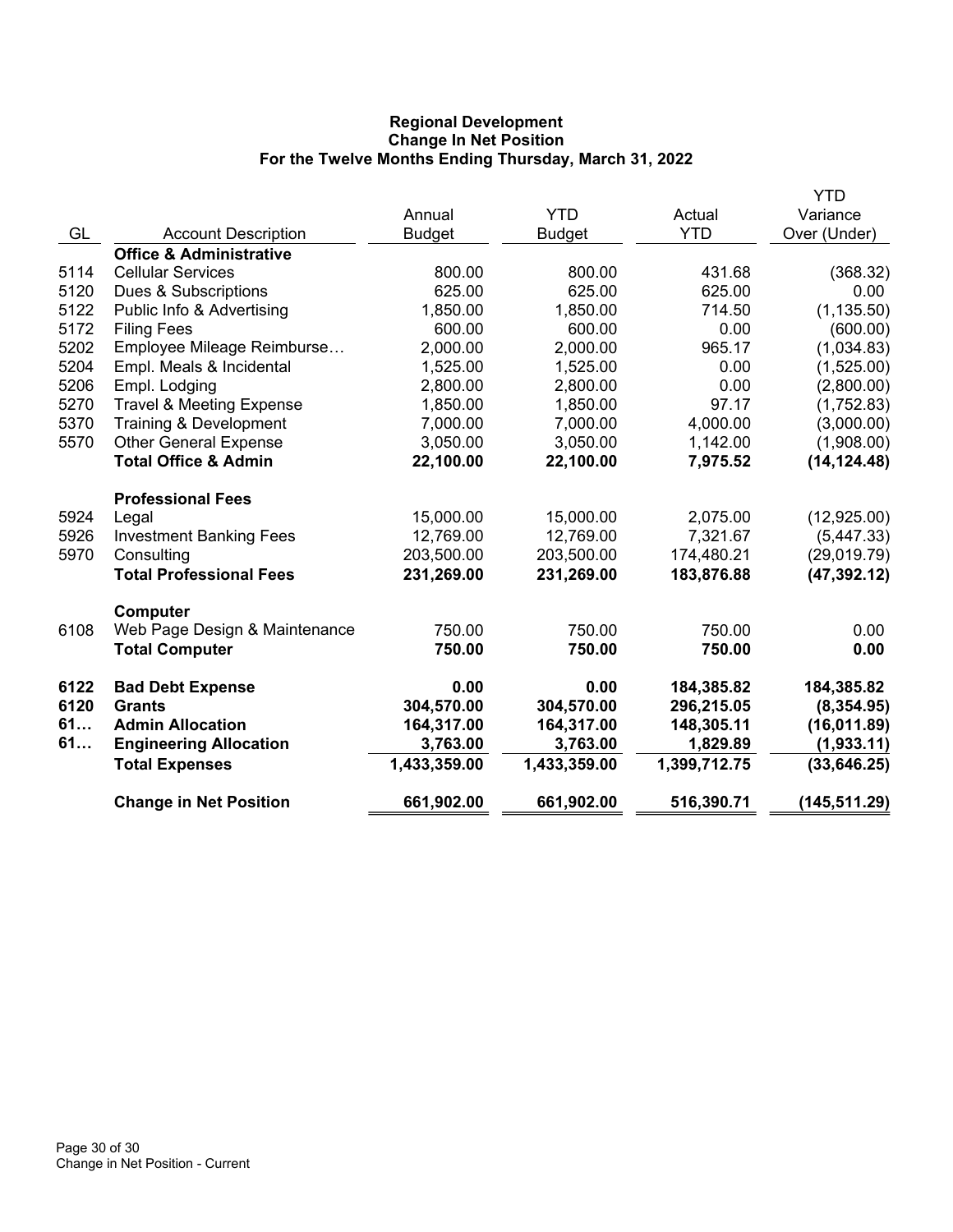**Regional Development**
**Change In Net Position**
**For the Twelve Months Ending Thursday, March 31, 2022**

| GL | Account Description | Annual Budget | YTD Budget | Actual YTD | YTD Variance Over (Under) |
|---|---|---|---|---|---|
| | **Office & Administrative** | | | | |
| 5114 | Cellular Services | 800.00 | 800.00 | 431.68 | (368.32) |
| 5120 | Dues & Subscriptions | 625.00 | 625.00 | 625.00 | 0.00 |
| 5122 | Public Info & Advertising | 1,850.00 | 1,850.00 | 714.50 | (1,135.50) |
| 5172 | Filing Fees | 600.00 | 600.00 | 0.00 | (600.00) |
| 5202 | Employee Mileage Reimburse… | 2,000.00 | 2,000.00 | 965.17 | (1,034.83) |
| 5204 | Empl. Meals & Incidental | 1,525.00 | 1,525.00 | 0.00 | (1,525.00) |
| 5206 | Empl. Lodging | 2,800.00 | 2,800.00 | 0.00 | (2,800.00) |
| 5270 | Travel & Meeting Expense | 1,850.00 | 1,850.00 | 97.17 | (1,752.83) |
| 5370 | Training & Development | 7,000.00 | 7,000.00 | 4,000.00 | (3,000.00) |
| 5570 | Other General Expense | 3,050.00 | 3,050.00 | 1,142.00 | (1,908.00) |
| | **Total Office & Admin** | **22,100.00** | **22,100.00** | **7,975.52** | **(14,124.48)** |
| | **Professional Fees** | | | | |
| 5924 | Legal | 15,000.00 | 15,000.00 | 2,075.00 | (12,925.00) |
| 5926 | Investment Banking Fees | 12,769.00 | 12,769.00 | 7,321.67 | (5,447.33) |
| 5970 | Consulting | 203,500.00 | 203,500.00 | 174,480.21 | (29,019.79) |
| | **Total Professional Fees** | **231,269.00** | **231,269.00** | **183,876.88** | **(47,392.12)** |
| | **Computer** | | | | |
| 6108 | Web Page Design & Maintenance | 750.00 | 750.00 | 750.00 | 0.00 |
| | **Total Computer** | **750.00** | **750.00** | **750.00** | **0.00** |
| **6122** | **Bad Debt Expense** | **0.00** | **0.00** | **184,385.82** | **184,385.82** |
| **6120** | **Grants** | **304,570.00** | **304,570.00** | **296,215.05** | **(8,354.95)** |
| **61…** | **Admin Allocation** | **164,317.00** | **164,317.00** | **148,305.11** | **(16,011.89)** |
| **61…** | **Engineering Allocation** | **3,763.00** | **3,763.00** | **1,829.89** | **(1,933.11)** |
| | **Total Expenses** | **1,433,359.00** | **1,433,359.00** | **1,399,712.75** | **(33,646.25)** |
| | **Change in Net Position** | **661,902.00** | **661,902.00** | **516,390.71** | **(145,511.29)** |

Change in Net Position - Current